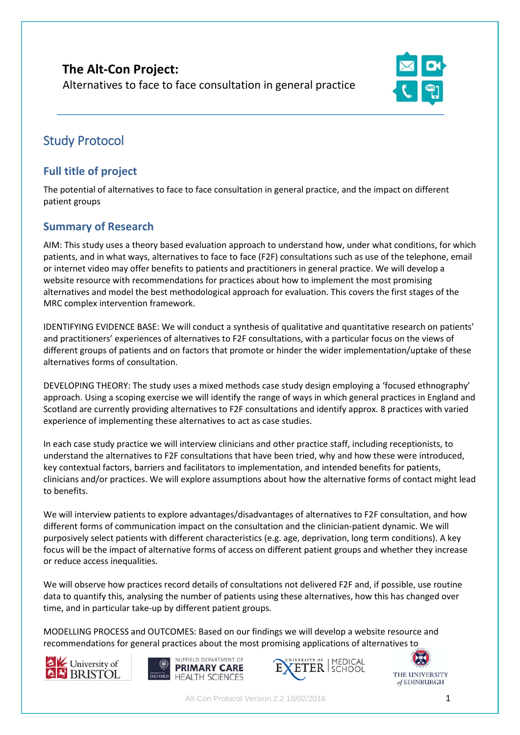# The Alt-Con Project:

Alternatives to face to face consultation in general practice

## Study Protocol

### Full title of project

The potential of alternatives to face to face consultation in general practice, and the impact on different patient groups

### Summary of Research

AIM: This study uses a theory based evaluation approach to understand how, under what conditions, for which patients, and in what ways, alternatives to face to face (F2F) consultations such as use of the telephone, email or internet video may offer benefits to patients and practitioners in general practice. We will develop a website resource with recommendations for practices about how to implement the most promising alternatives and model the best methodological approach for evaluation. This covers the first stages of the MRC complex intervention framework.

IDENTIFYING EVIDENCE BASE: We will conduct a synthesis of qualitative and quantitative research on patients' and practitioners' experiences of alternatives to F2F consultations, with a particular focus on the views of different groups of patients and on factors that promote or hinder the wider implementation/uptake of these alternatives forms of consultation.

DEVELOPING THEORY: The study uses a mixed methods case study design employing a 'focused ethnography' approach. Using a scoping exercise we will identify the range of ways in which general practices in England and Scotland are currently providing alternatives to F2F consultations and identify approx. 8 practices with varied experience of implementing these alternatives to act as case studies.

In each case study practice we will interview clinicians and other practice staff, including receptionists, to understand the alternatives to F2F consultations that have been tried, why and how these were introduced, key contextual factors, barriers and facilitators to implementation, and intended benefits for patients, clinicians and/or practices. We will explore assumptions about how the alternative forms of contact might lead to benefits.

We will interview patients to explore advantages/disadvantages of alternatives to F2F consultation, and how different forms of communication impact on the consultation and the clinician-patient dynamic. We will purposively select patients with different characteristics (e.g. age, deprivation, long term conditions). A key focus will be the impact of alternative forms of access on different patient groups and whether they increase or reduce access inequalities.

We will observe how practices record details of consultations not delivered F2F and, if possible, use routine data to quantify this, analysing the number of patients using these alternatives, how this has changed over time, and in particular take-up by different patient groups.

MODELLING PROCESS and OUTCOMES: Based on our findings we will develop a website resource and recommendations for general practices about the most promising applications of alternatives to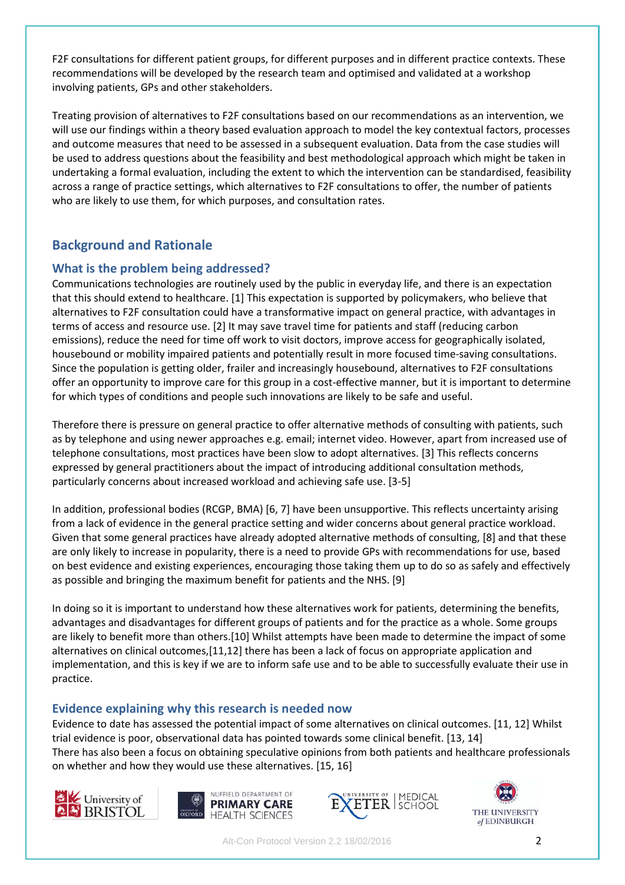F2F consultations for different patient groups, for different purposes and in different practice contexts. These recommendations will be developed by the research team and optimised and validated at a workshop involving patients, GPs and other stakeholders.

Treating provision of alternatives to F2F consultations based on our recommendations as an intervention, we will use our findings within a theory based evaluation approach to model the key contextual factors, processes and outcome measures that need to be assessed in a subsequent evaluation. Data from the case studies will be used to address questions about the feasibility and best methodological approach which might be taken in undertaking a formal evaluation, including the extent to which the intervention can be standardised, feasibility across a range of practice settings, which alternatives to F2F consultations to offer, the number of patients who are likely to use them, for which purposes, and consultation rates.

## Background and Rationale

### What is the problem being addressed?

Communications technologies are routinely used by the public in everyday life, and there is an expectation that this should extend to healthcare. [1] This expectation is supported by policymakers, who believe that alternatives to F2F consultation could have a transformative impact on general practice, with advantages in terms of access and resource use. [2] It may save travel time for patients and staff (reducing carbon emissions), reduce the need for time off work to visit doctors, improve access for geographically isolated, housebound or mobility impaired patients and potentially result in more focused time-saving consultations. Since the population is getting older, frailer and increasingly housebound, alternatives to F2F consultations offer an opportunity to improve care for this group in a cost-effective manner, but it is important to determine for which types of conditions and people such innovations are likely to be safe and useful.

Therefore there is pressure on general practice to offer alternative methods of consulting with patients, such as by telephone and using newer approaches e.g. email; internet video. However, apart from increased use of telephone consultations, most practices have been slow to adopt alternatives. [3] This reflects concerns expressed by general practitioners about the impact of introducing additional consultation methods, particularly concerns about increased workload and achieving safe use. [3-5]

In addition, professional bodies (RCGP, BMA) [6, 7] have been unsupportive. This reflects uncertainty arising from a lack of evidence in the general practice setting and wider concerns about general practice workload. Given that some general practices have already adopted alternative methods of consulting, [8] and that these are only likely to increase in popularity, there is a need to provide GPs with recommendations for use, based on best evidence and existing experiences, encouraging those taking them up to do so as safely and effectively as possible and bringing the maximum benefit for patients and the NHS. [9]

In doing so it is important to understand how these alternatives work for patients, determining the benefits, advantages and disadvantages for different groups of patients and for the practice as a whole. Some groups are likely to benefit more than others.[10] Whilst attempts have been made to determine the impact of some alternatives on clinical outcomes,[11,12] there has been a lack of focus on appropriate application and implementation, and this is key if we are to inform safe use and to be able to successfully evaluate their use in practice.

### Evidence explaining why this research is needed now

Evidence to date has assessed the potential impact of some alternatives on clinical outcomes. [11, 12] Whilst trial evidence is poor, observational data has pointed towards some clinical benefit. [13, 14]
There has also been a focus on obtaining speculative opinions from both patients and healthcare professionals on whether and how they would use these alternatives. [15, 16]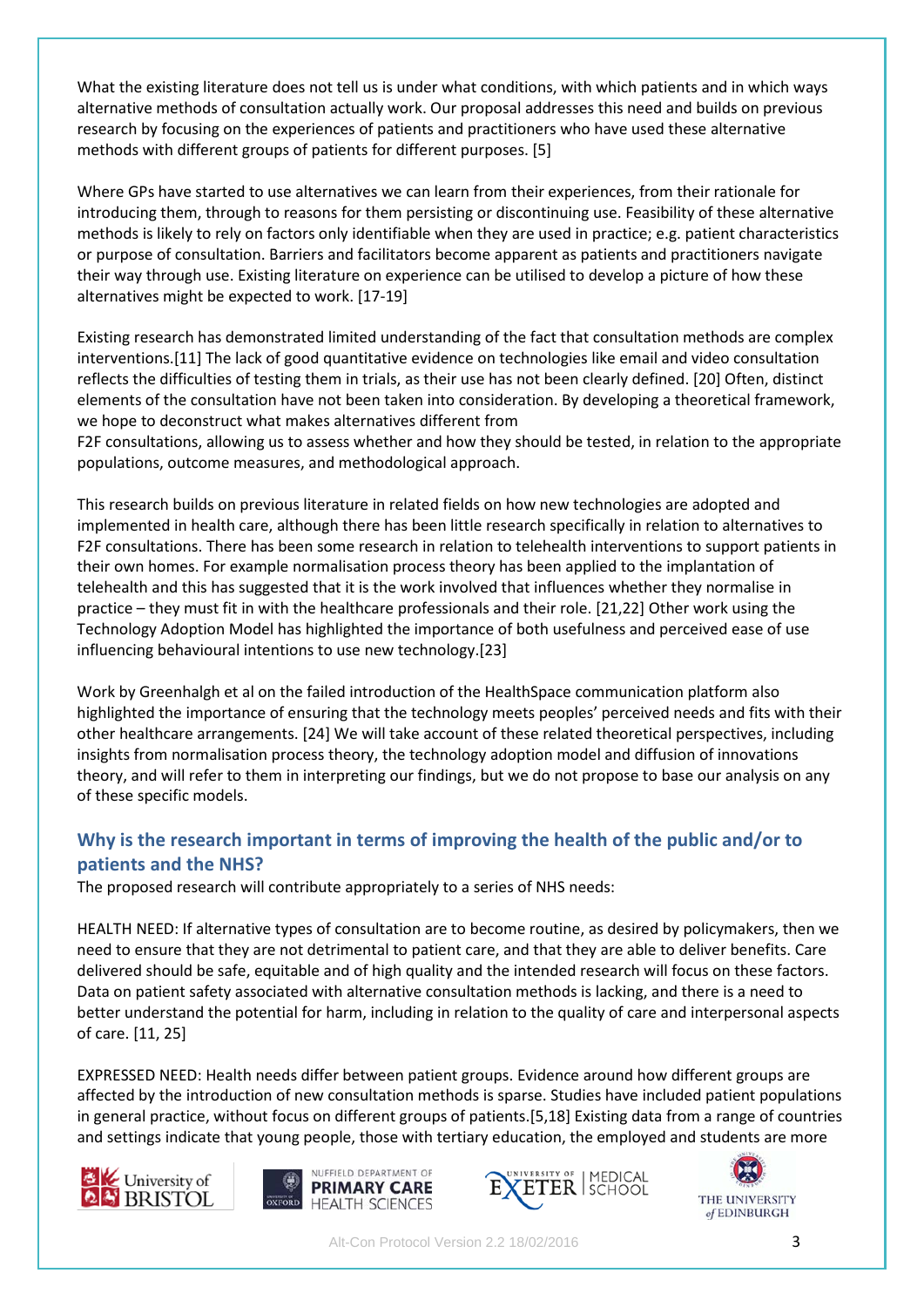What the existing literature does not tell us is under what conditions, with which patients and in which ways alternative methods of consultation actually work. Our proposal addresses this need and builds on previous research by focusing on the experiences of patients and practitioners who have used these alternative methods with different groups of patients for different purposes. [5]

Where GPs have started to use alternatives we can learn from their experiences, from their rationale for introducing them, through to reasons for them persisting or discontinuing use. Feasibility of these alternative methods is likely to rely on factors only identifiable when they are used in practice; e.g. patient characteristics or purpose of consultation. Barriers and facilitators become apparent as patients and practitioners navigate their way through use. Existing literature on experience can be utilised to develop a picture of how these alternatives might be expected to work. [17-19]

Existing research has demonstrated limited understanding of the fact that consultation methods are complex interventions.[11] The lack of good quantitative evidence on technologies like email and video consultation reflects the difficulties of testing them in trials, as their use has not been clearly defined. [20] Often, distinct elements of the consultation have not been taken into consideration. By developing a theoretical framework, we hope to deconstruct what makes alternatives different from F2F consultations, allowing us to assess whether and how they should be tested, in relation to the appropriate populations, outcome measures, and methodological approach.

This research builds on previous literature in related fields on how new technologies are adopted and implemented in health care, although there has been little research specifically in relation to alternatives to F2F consultations. There has been some research in relation to telehealth interventions to support patients in their own homes. For example normalisation process theory has been applied to the implantation of telehealth and this has suggested that it is the work involved that influences whether they normalise in practice – they must fit in with the healthcare professionals and their role. [21,22] Other work using the Technology Adoption Model has highlighted the importance of both usefulness and perceived ease of use influencing behavioural intentions to use new technology.[23]

Work by Greenhalgh et al on the failed introduction of the HealthSpace communication platform also highlighted the importance of ensuring that the technology meets peoples' perceived needs and fits with their other healthcare arrangements. [24] We will take account of these related theoretical perspectives, including insights from normalisation process theory, the technology adoption model and diffusion of innovations theory, and will refer to them in interpreting our findings, but we do not propose to base our analysis on any of these specific models.

## Why is the research important in terms of improving the health of the public and/or to patients and the NHS?

The proposed research will contribute appropriately to a series of NHS needs:

HEALTH NEED: If alternative types of consultation are to become routine, as desired by policymakers, then we need to ensure that they are not detrimental to patient care, and that they are able to deliver benefits. Care delivered should be safe, equitable and of high quality and the intended research will focus on these factors. Data on patient safety associated with alternative consultation methods is lacking, and there is a need to better understand the potential for harm, including in relation to the quality of care and interpersonal aspects of care. [11, 25]

EXPRESSED NEED: Health needs differ between patient groups. Evidence around how different groups are affected by the introduction of new consultation methods is sparse. Studies have included patient populations in general practice, without focus on different groups of patients.[5,18] Existing data from a range of countries and settings indicate that young people, those with tertiary education, the employed and students are more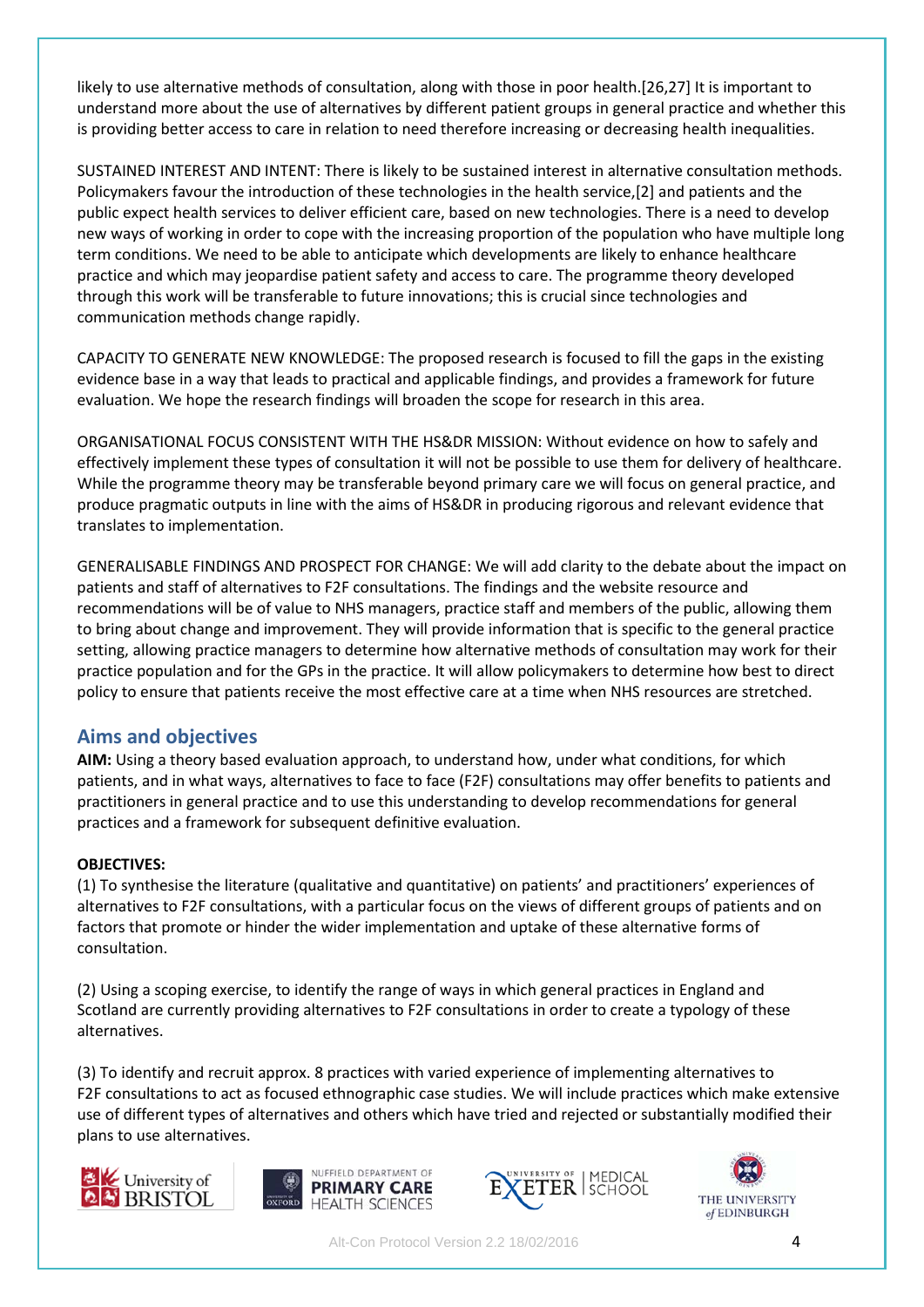likely to use alternative methods of consultation, along with those in poor health.[26,27] It is important to understand more about the use of alternatives by different patient groups in general practice and whether this is providing better access to care in relation to need therefore increasing or decreasing health inequalities.

SUSTAINED INTEREST AND INTENT: There is likely to be sustained interest in alternative consultation methods. Policymakers favour the introduction of these technologies in the health service,[2] and patients and the public expect health services to deliver efficient care, based on new technologies. There is a need to develop new ways of working in order to cope with the increasing proportion of the population who have multiple long term conditions. We need to be able to anticipate which developments are likely to enhance healthcare practice and which may jeopardise patient safety and access to care. The programme theory developed through this work will be transferable to future innovations; this is crucial since technologies and communication methods change rapidly.

CAPACITY TO GENERATE NEW KNOWLEDGE: The proposed research is focused to fill the gaps in the existing evidence base in a way that leads to practical and applicable findings, and provides a framework for future evaluation. We hope the research findings will broaden the scope for research in this area.

ORGANISATIONAL FOCUS CONSISTENT WITH THE HS&DR MISSION: Without evidence on how to safely and effectively implement these types of consultation it will not be possible to use them for delivery of healthcare. While the programme theory may be transferable beyond primary care we will focus on general practice, and produce pragmatic outputs in line with the aims of HS&DR in producing rigorous and relevant evidence that translates to implementation.

GENERALISABLE FINDINGS AND PROSPECT FOR CHANGE: We will add clarity to the debate about the impact on patients and staff of alternatives to F2F consultations. The findings and the website resource and recommendations will be of value to NHS managers, practice staff and members of the public, allowing them to bring about change and improvement. They will provide information that is specific to the general practice setting, allowing practice managers to determine how alternative methods of consultation may work for their practice population and for the GPs in the practice. It will allow policymakers to determine how best to direct policy to ensure that patients receive the most effective care at a time when NHS resources are stretched.

## Aims and objectives

**AIM:** Using a theory based evaluation approach, to understand how, under what conditions, for which patients, and in what ways, alternatives to face to face (F2F) consultations may offer benefits to patients and practitioners in general practice and to use this understanding to develop recommendations for general practices and a framework for subsequent definitive evaluation.

**OBJECTIVES:**

(1) To synthesise the literature (qualitative and quantitative) on patients' and practitioners' experiences of alternatives to F2F consultations, with a particular focus on the views of different groups of patients and on factors that promote or hinder the wider implementation and uptake of these alternative forms of consultation.

(2) Using a scoping exercise, to identify the range of ways in which general practices in England and Scotland are currently providing alternatives to F2F consultations in order to create a typology of these alternatives.

(3) To identify and recruit approx. 8 practices with varied experience of implementing alternatives to F2F consultations to act as focused ethnographic case studies. We will include practices which make extensive use of different types of alternatives and others which have tried and rejected or substantially modified their plans to use alternatives.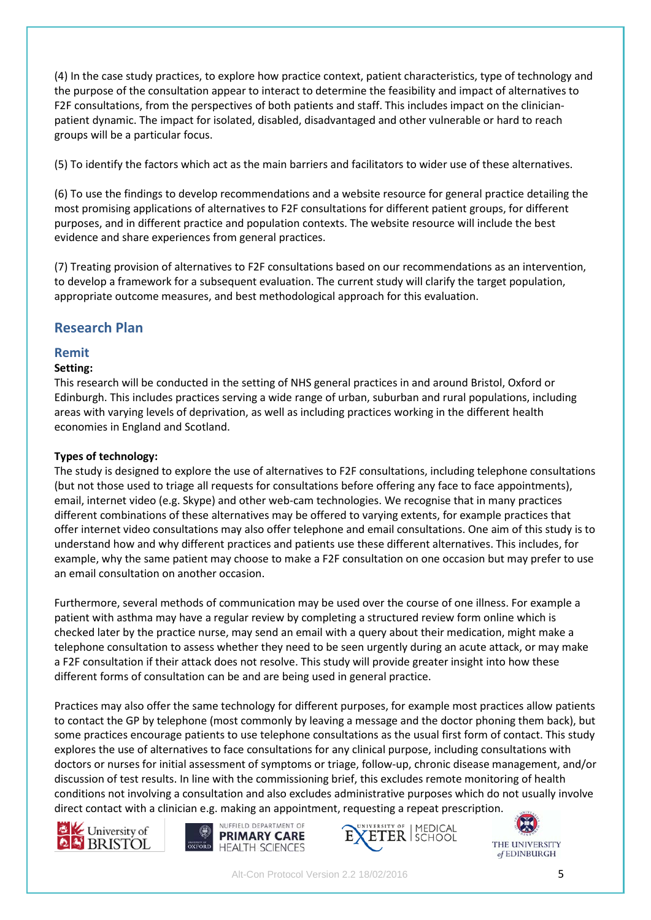(4) In the case study practices, to explore how practice context, patient characteristics, type of technology and the purpose of the consultation appear to interact to determine the feasibility and impact of alternatives to F2F consultations, from the perspectives of both patients and staff. This includes impact on the clinician-patient dynamic. The impact for isolated, disabled, disadvantaged and other vulnerable or hard to reach groups will be a particular focus.

(5) To identify the factors which act as the main barriers and facilitators to wider use of these alternatives.

(6) To use the findings to develop recommendations and a website resource for general practice detailing the most promising applications of alternatives to F2F consultations for different patient groups, for different purposes, and in different practice and population contexts. The website resource will include the best evidence and share experiences from general practices.

(7) Treating provision of alternatives to F2F consultations based on our recommendations as an intervention, to develop a framework for a subsequent evaluation. The current study will clarify the target population, appropriate outcome measures, and best methodological approach for this evaluation.

## Research Plan

### Remit

**Setting:**

This research will be conducted in the setting of NHS general practices in and around Bristol, Oxford or Edinburgh. This includes practices serving a wide range of urban, suburban and rural populations, including areas with varying levels of deprivation, as well as including practices working in the different health economies in England and Scotland.

**Types of technology:**

The study is designed to explore the use of alternatives to F2F consultations, including telephone consultations (but not those used to triage all requests for consultations before offering any face to face appointments), email, internet video (e.g. Skype) and other web-cam technologies. We recognise that in many practices different combinations of these alternatives may be offered to varying extents, for example practices that offer internet video consultations may also offer telephone and email consultations. One aim of this study is to understand how and why different practices and patients use these different alternatives. This includes, for example, why the same patient may choose to make a F2F consultation on one occasion but may prefer to use an email consultation on another occasion.

Furthermore, several methods of communication may be used over the course of one illness. For example a patient with asthma may have a regular review by completing a structured review form online which is checked later by the practice nurse, may send an email with a query about their medication, might make a telephone consultation to assess whether they need to be seen urgently during an acute attack, or may make a F2F consultation if their attack does not resolve. This study will provide greater insight into how these different forms of consultation can be and are being used in general practice.

Practices may also offer the same technology for different purposes, for example most practices allow patients to contact the GP by telephone (most commonly by leaving a message and the doctor phoning them back), but some practices encourage patients to use telephone consultations as the usual first form of contact. This study explores the use of alternatives to face consultations for any clinical purpose, including consultations with doctors or nurses for initial assessment of symptoms or triage, follow-up, chronic disease management, and/or discussion of test results. In line with the commissioning brief, this excludes remote monitoring of health conditions not involving a consultation and also excludes administrative purposes which do not usually involve direct contact with a clinician e.g. making an appointment, requesting a repeat prescription.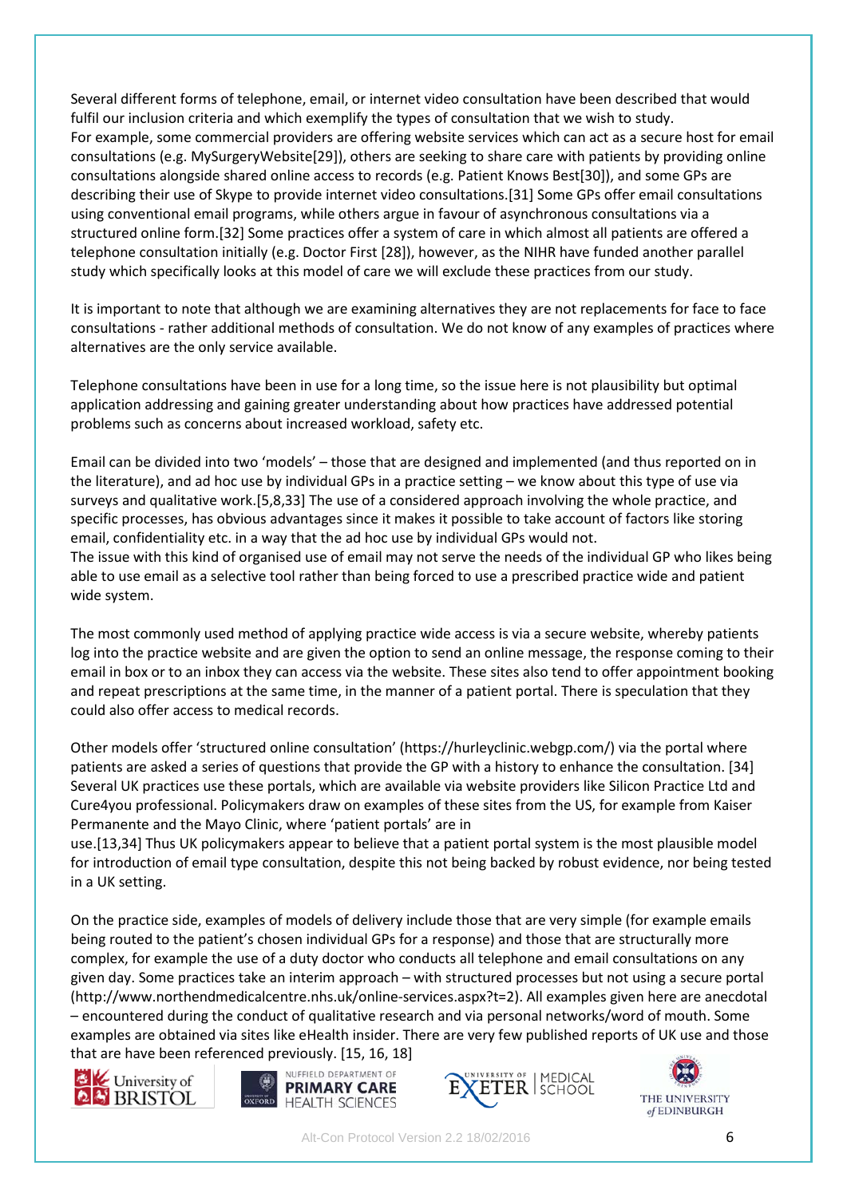Several different forms of telephone, email, or internet video consultation have been described that would fulfil our inclusion criteria and which exemplify the types of consultation that we wish to study.
For example, some commercial providers are offering website services which can act as a secure host for email consultations (e.g. MySurgeryWebsite[29]), others are seeking to share care with patients by providing online consultations alongside shared online access to records (e.g. Patient Knows Best[30]), and some GPs are describing their use of Skype to provide internet video consultations.[31] Some GPs offer email consultations using conventional email programs, while others argue in favour of asynchronous consultations via a structured online form.[32] Some practices offer a system of care in which almost all patients are offered a telephone consultation initially (e.g. Doctor First [28]), however, as the NIHR have funded another parallel study which specifically looks at this model of care we will exclude these practices from our study.

It is important to note that although we are examining alternatives they are not replacements for face to face consultations - rather additional methods of consultation. We do not know of any examples of practices where alternatives are the only service available.

Telephone consultations have been in use for a long time, so the issue here is not plausibility but optimal application addressing and gaining greater understanding about how practices have addressed potential problems such as concerns about increased workload, safety etc.

Email can be divided into two 'models' – those that are designed and implemented (and thus reported on in the literature), and ad hoc use by individual GPs in a practice setting – we know about this type of use via surveys and qualitative work.[5,8,33] The use of a considered approach involving the whole practice, and specific processes, has obvious advantages since it makes it possible to take account of factors like storing email, confidentiality etc. in a way that the ad hoc use by individual GPs would not.
The issue with this kind of organised use of email may not serve the needs of the individual GP who likes being able to use email as a selective tool rather than being forced to use a prescribed practice wide and patient wide system.

The most commonly used method of applying practice wide access is via a secure website, whereby patients log into the practice website and are given the option to send an online message, the response coming to their email in box or to an inbox they can access via the website. These sites also tend to offer appointment booking and repeat prescriptions at the same time, in the manner of a patient portal. There is speculation that they could also offer access to medical records.

Other models offer 'structured online consultation' (https://hurleyclinic.webgp.com/) via the portal where patients are asked a series of questions that provide the GP with a history to enhance the consultation. [34] Several UK practices use these portals, which are available via website providers like Silicon Practice Ltd and Cure4you professional. Policymakers draw on examples of these sites from the US, for example from Kaiser Permanente and the Mayo Clinic, where 'patient portals' are in use.[13,34] Thus UK policymakers appear to believe that a patient portal system is the most plausible model for introduction of email type consultation, despite this not being backed by robust evidence, nor being tested in a UK setting.

On the practice side, examples of models of delivery include those that are very simple (for example emails being routed to the patient's chosen individual GPs for a response) and those that are structurally more complex, for example the use of a duty doctor who conducts all telephone and email consultations on any given day. Some practices take an interim approach – with structured processes but not using a secure portal (http://www.northendmedicalcentre.nhs.uk/online-services.aspx?t=2). All examples given here are anecdotal – encountered during the conduct of qualitative research and via personal networks/word of mouth. Some examples are obtained via sites like eHealth insider. There are very few published reports of UK use and those that are have been referenced previously. [15, 16, 18]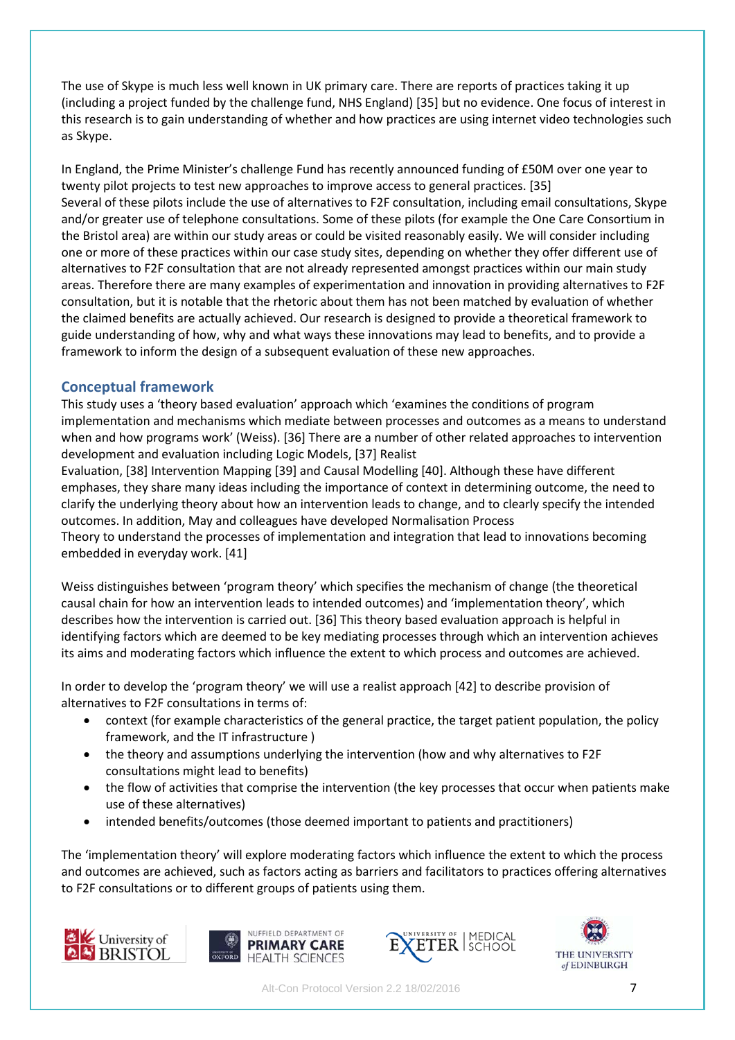The use of Skype is much less well known in UK primary care. There are reports of practices taking it up (including a project funded by the challenge fund, NHS England) [35] but no evidence. One focus of interest in this research is to gain understanding of whether and how practices are using internet video technologies such as Skype.

In England, the Prime Minister's challenge Fund has recently announced funding of £50M over one year to twenty pilot projects to test new approaches to improve access to general practices. [35]
Several of these pilots include the use of alternatives to F2F consultation, including email consultations, Skype and/or greater use of telephone consultations. Some of these pilots (for example the One Care Consortium in the Bristol area) are within our study areas or could be visited reasonably easily. We will consider including one or more of these practices within our case study sites, depending on whether they offer different use of alternatives to F2F consultation that are not already represented amongst practices within our main study areas. Therefore there are many examples of experimentation and innovation in providing alternatives to F2F consultation, but it is notable that the rhetoric about them has not been matched by evaluation of whether the claimed benefits are actually achieved. Our research is designed to provide a theoretical framework to guide understanding of how, why and what ways these innovations may lead to benefits, and to provide a framework to inform the design of a subsequent evaluation of these new approaches.

## Conceptual framework

This study uses a 'theory based evaluation' approach which 'examines the conditions of program implementation and mechanisms which mediate between processes and outcomes as a means to understand when and how programs work' (Weiss). [36] There are a number of other related approaches to intervention development and evaluation including Logic Models, [37] Realist Evaluation, [38] Intervention Mapping [39] and Causal Modelling [40]. Although these have different emphases, they share many ideas including the importance of context in determining outcome, the need to clarify the underlying theory about how an intervention leads to change, and to clearly specify the intended outcomes. In addition, May and colleagues have developed Normalisation Process Theory to understand the processes of implementation and integration that lead to innovations becoming embedded in everyday work. [41]

Weiss distinguishes between 'program theory' which specifies the mechanism of change (the theoretical causal chain for how an intervention leads to intended outcomes) and 'implementation theory', which describes how the intervention is carried out. [36] This theory based evaluation approach is helpful in identifying factors which are deemed to be key mediating processes through which an intervention achieves its aims and moderating factors which influence the extent to which process and outcomes are achieved.

In order to develop the 'program theory' we will use a realist approach [42] to describe provision of alternatives to F2F consultations in terms of:

- context (for example characteristics of the general practice, the target patient population, the policy framework, and the IT infrastructure )
- the theory and assumptions underlying the intervention (how and why alternatives to F2F consultations might lead to benefits)
- the flow of activities that comprise the intervention (the key processes that occur when patients make use of these alternatives)
- intended benefits/outcomes (those deemed important to patients and practitioners)

The 'implementation theory' will explore moderating factors which influence the extent to which the process and outcomes are achieved, such as factors acting as barriers and facilitators to practices offering alternatives to F2F consultations or to different groups of patients using them.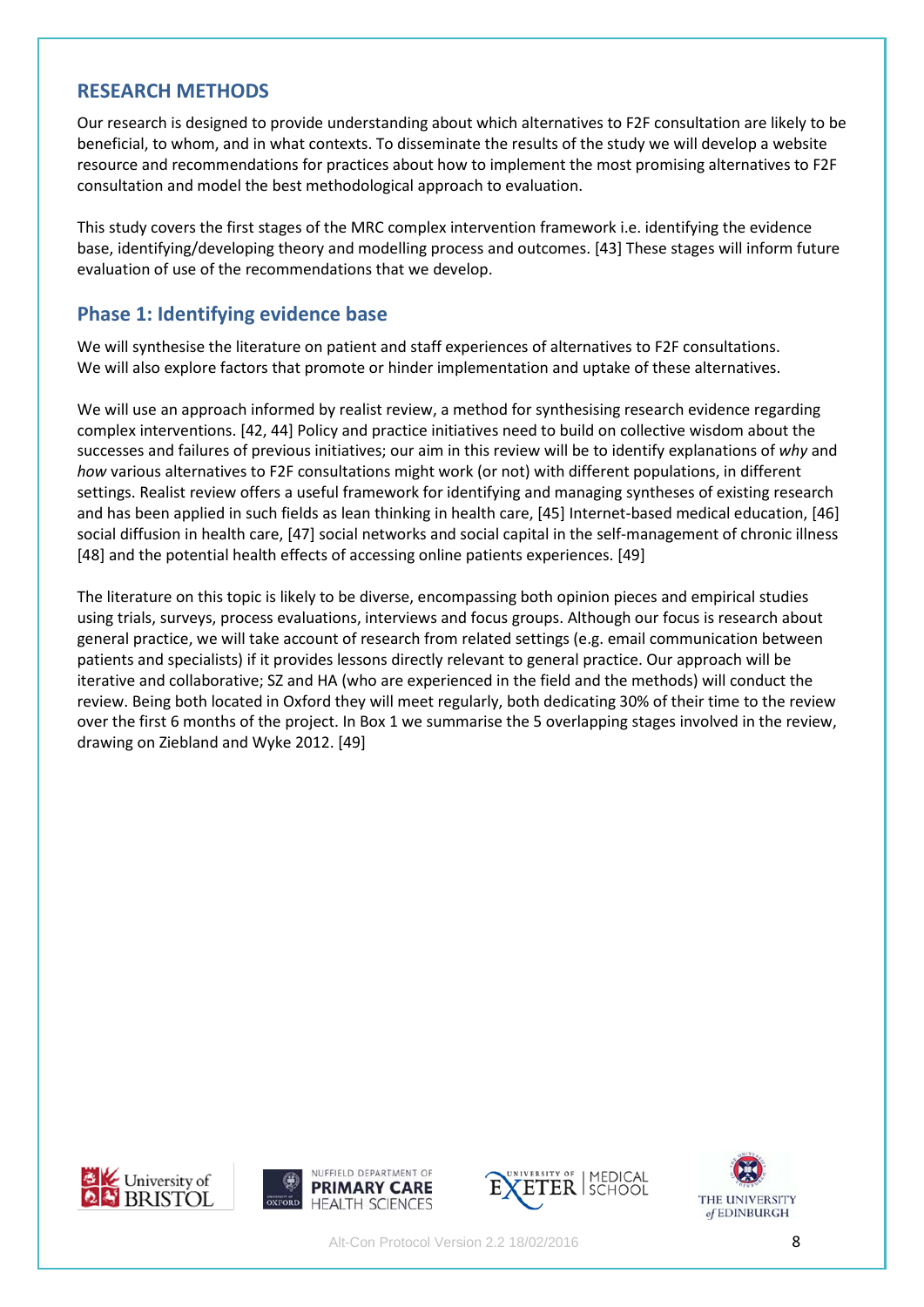## RESEARCH METHODS

Our research is designed to provide understanding about which alternatives to F2F consultation are likely to be beneficial, to whom, and in what contexts. To disseminate the results of the study we will develop a website resource and recommendations for practices about how to implement the most promising alternatives to F2F consultation and model the best methodological approach to evaluation.

This study covers the first stages of the MRC complex intervention framework i.e. identifying the evidence base, identifying/developing theory and modelling process and outcomes. [43] These stages will inform future evaluation of use of the recommendations that we develop.

### Phase 1: Identifying evidence base

We will synthesise the literature on patient and staff experiences of alternatives to F2F consultations. We will also explore factors that promote or hinder implementation and uptake of these alternatives.

We will use an approach informed by realist review, a method for synthesising research evidence regarding complex interventions. [42, 44] Policy and practice initiatives need to build on collective wisdom about the successes and failures of previous initiatives; our aim in this review will be to identify explanations of *why* and *how* various alternatives to F2F consultations might work (or not) with different populations, in different settings. Realist review offers a useful framework for identifying and managing syntheses of existing research and has been applied in such fields as lean thinking in health care, [45] Internet-based medical education, [46] social diffusion in health care, [47] social networks and social capital in the self-management of chronic illness [48] and the potential health effects of accessing online patients experiences. [49]

The literature on this topic is likely to be diverse, encompassing both opinion pieces and empirical studies using trials, surveys, process evaluations, interviews and focus groups. Although our focus is research about general practice, we will take account of research from related settings (e.g. email communication between patients and specialists) if it provides lessons directly relevant to general practice. Our approach will be iterative and collaborative; SZ and HA (who are experienced in the field and the methods) will conduct the review. Being both located in Oxford they will meet regularly, both dedicating 30% of their time to the review over the first 6 months of the project. In Box 1 we summarise the 5 overlapping stages involved in the review, drawing on Ziebland and Wyke 2012. [49]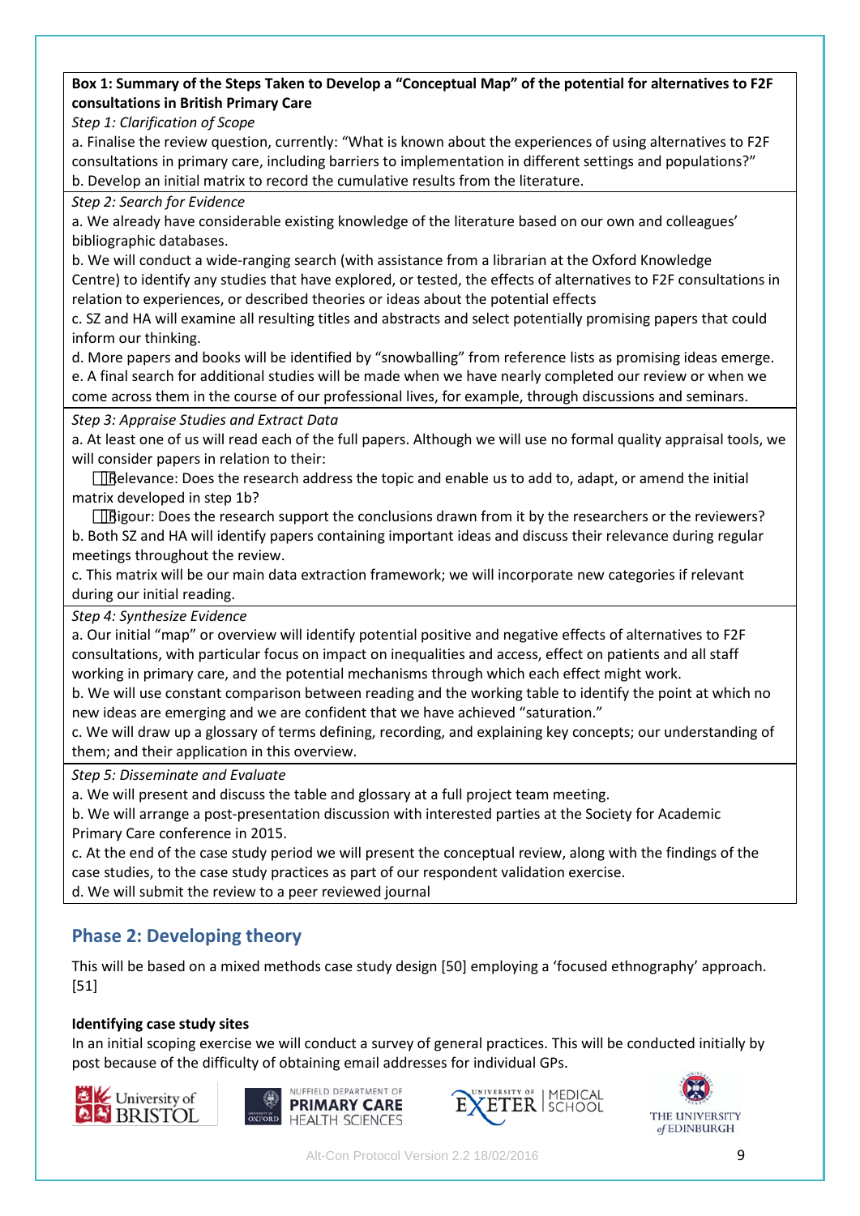**Box 1: Summary of the Steps Taken to Develop a "Conceptual Map" of the potential for alternatives to F2F consultations in British Primary Care**

*Step 1: Clarification of Scope*

a. Finalise the review question, currently: "What is known about the experiences of using alternatives to F2F consultations in primary care, including barriers to implementation in different settings and populations?"
b. Develop an initial matrix to record the cumulative results from the literature.

*Step 2: Search for Evidence*

a. We already have considerable existing knowledge of the literature based on our own and colleagues' bibliographic databases.
b. We will conduct a wide-ranging search (with assistance from a librarian at the Oxford Knowledge Centre) to identify any studies that have explored, or tested, the effects of alternatives to F2F consultations in relation to experiences, or described theories or ideas about the potential effects
c. SZ and HA will examine all resulting titles and abstracts and select potentially promising papers that could inform our thinking.
d. More papers and books will be identified by "snowballing" from reference lists as promising ideas emerge.
e. A final search for additional studies will be made when we have nearly completed our review or when we come across them in the course of our professional lives, for example, through discussions and seminars.

*Step 3: Appraise Studies and Extract Data*

a. At least one of us will read each of the full papers. Although we will use no formal quality appraisal tools, we will consider papers in relation to their:

- Relevance: Does the research address the topic and enable us to add to, adapt, or amend the initial matrix developed in step 1b?
- Rigour: Does the research support the conclusions drawn from it by the researchers or the reviewers?

b. Both SZ and HA will identify papers containing important ideas and discuss their relevance during regular meetings throughout the review.
c. This matrix will be our main data extraction framework; we will incorporate new categories if relevant during our initial reading.

*Step 4: Synthesize Evidence*

a. Our initial "map" or overview will identify potential positive and negative effects of alternatives to F2F consultations, with particular focus on impact on inequalities and access, effect on patients and all staff working in primary care, and the potential mechanisms through which each effect might work.
b. We will use constant comparison between reading and the working table to identify the point at which no new ideas are emerging and we are confident that we have achieved "saturation."
c. We will draw up a glossary of terms defining, recording, and explaining key concepts; our understanding of them; and their application in this overview.

*Step 5: Disseminate and Evaluate*

a. We will present and discuss the table and glossary at a full project team meeting.
b. We will arrange a post-presentation discussion with interested parties at the Society for Academic Primary Care conference in 2015.
c. At the end of the case study period we will present the conceptual review, along with the findings of the case studies, to the case study practices as part of our respondent validation exercise.
d. We will submit the review to a peer reviewed journal

## Phase 2: Developing theory

This will be based on a mixed methods case study design [50] employing a 'focused ethnography' approach. [51]

### Identifying case study sites

In an initial scoping exercise we will conduct a survey of general practices. This will be conducted initially by post because of the difficulty of obtaining email addresses for individual GPs.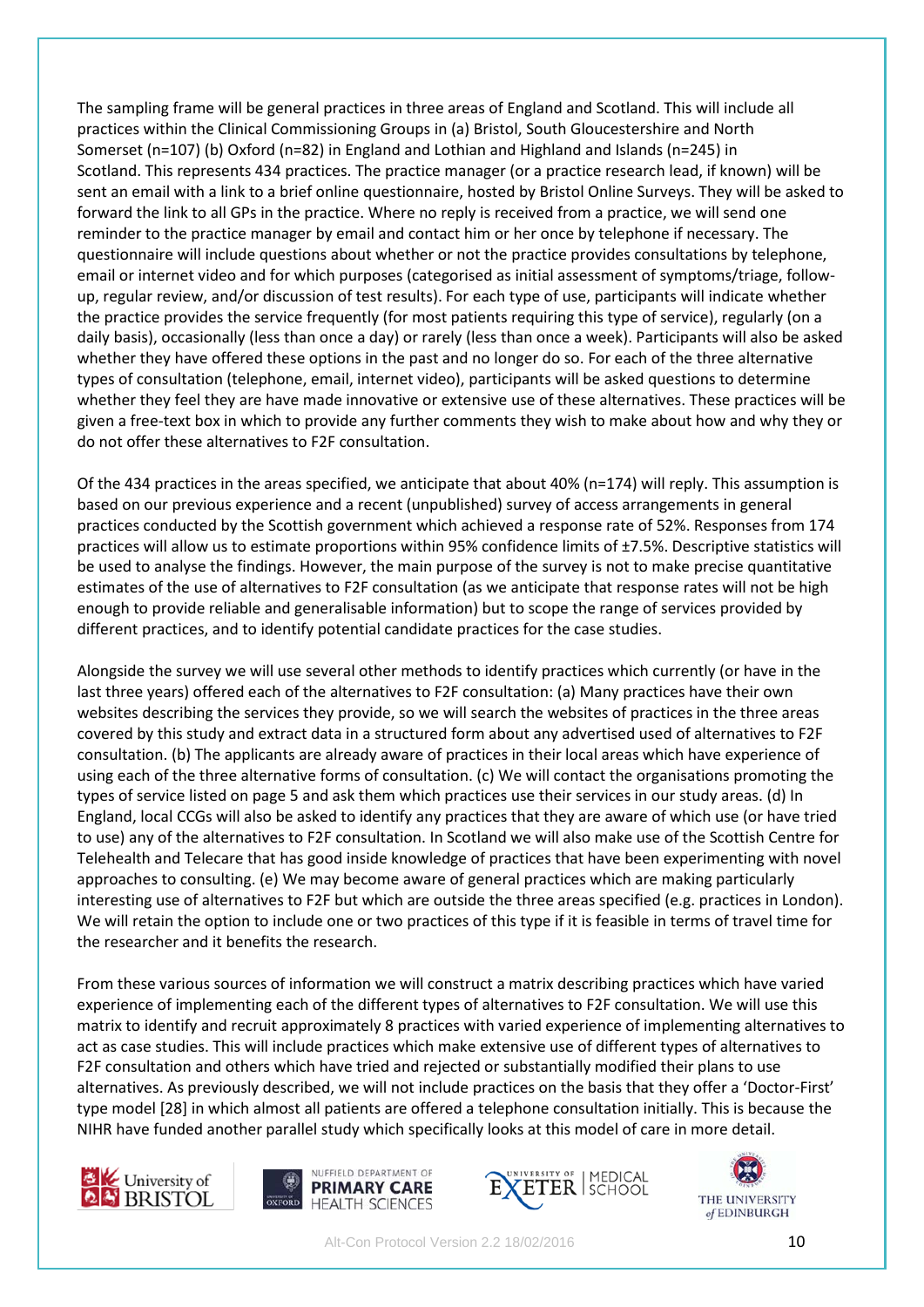The sampling frame will be general practices in three areas of England and Scotland. This will include all practices within the Clinical Commissioning Groups in (a) Bristol, South Gloucestershire and North Somerset (n=107) (b) Oxford (n=82) in England and Lothian and Highland and Islands (n=245) in Scotland. This represents 434 practices. The practice manager (or a practice research lead, if known) will be sent an email with a link to a brief online questionnaire, hosted by Bristol Online Surveys. They will be asked to forward the link to all GPs in the practice. Where no reply is received from a practice, we will send one reminder to the practice manager by email and contact him or her once by telephone if necessary. The questionnaire will include questions about whether or not the practice provides consultations by telephone, email or internet video and for which purposes (categorised as initial assessment of symptoms/triage, follow-up, regular review, and/or discussion of test results). For each type of use, participants will indicate whether the practice provides the service frequently (for most patients requiring this type of service), regularly (on a daily basis), occasionally (less than once a day) or rarely (less than once a week). Participants will also be asked whether they have offered these options in the past and no longer do so. For each of the three alternative types of consultation (telephone, email, internet video), participants will be asked questions to determine whether they feel they are have made innovative or extensive use of these alternatives. These practices will be given a free-text box in which to provide any further comments they wish to make about how and why they or do not offer these alternatives to F2F consultation.

Of the 434 practices in the areas specified, we anticipate that about 40% (n=174) will reply. This assumption is based on our previous experience and a recent (unpublished) survey of access arrangements in general practices conducted by the Scottish government which achieved a response rate of 52%. Responses from 174 practices will allow us to estimate proportions within 95% confidence limits of ±7.5%. Descriptive statistics will be used to analyse the findings. However, the main purpose of the survey is not to make precise quantitative estimates of the use of alternatives to F2F consultation (as we anticipate that response rates will not be high enough to provide reliable and generalisable information) but to scope the range of services provided by different practices, and to identify potential candidate practices for the case studies.

Alongside the survey we will use several other methods to identify practices which currently (or have in the last three years) offered each of the alternatives to F2F consultation: (a) Many practices have their own websites describing the services they provide, so we will search the websites of practices in the three areas covered by this study and extract data in a structured form about any advertised used of alternatives to F2F consultation. (b) The applicants are already aware of practices in their local areas which have experience of using each of the three alternative forms of consultation. (c) We will contact the organisations promoting the types of service listed on page 5 and ask them which practices use their services in our study areas. (d) In England, local CCGs will also be asked to identify any practices that they are aware of which use (or have tried to use) any of the alternatives to F2F consultation. In Scotland we will also make use of the Scottish Centre for Telehealth and Telecare that has good inside knowledge of practices that have been experimenting with novel approaches to consulting. (e) We may become aware of general practices which are making particularly interesting use of alternatives to F2F but which are outside the three areas specified (e.g. practices in London). We will retain the option to include one or two practices of this type if it is feasible in terms of travel time for the researcher and it benefits the research.

From these various sources of information we will construct a matrix describing practices which have varied experience of implementing each of the different types of alternatives to F2F consultation. We will use this matrix to identify and recruit approximately 8 practices with varied experience of implementing alternatives to act as case studies. This will include practices which make extensive use of different types of alternatives to F2F consultation and others which have tried and rejected or substantially modified their plans to use alternatives. As previously described, we will not include practices on the basis that they offer a 'Doctor-First' type model [28] in which almost all patients are offered a telephone consultation initially. This is because the NIHR have funded another parallel study which specifically looks at this model of care in more detail.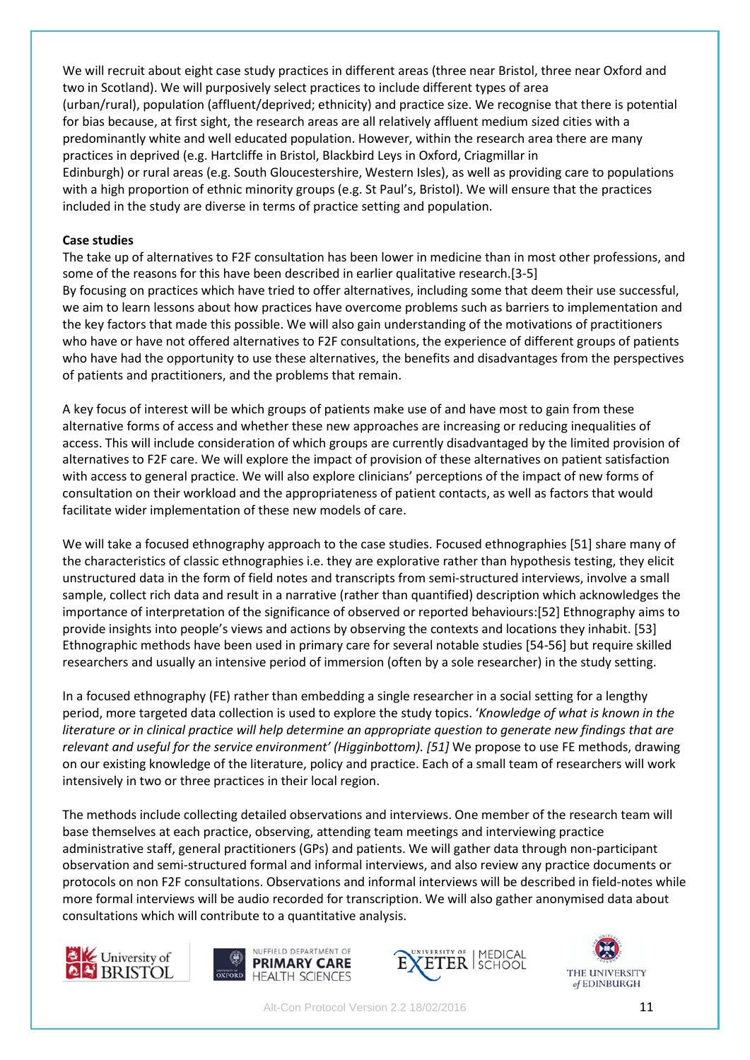We will recruit about eight case study practices in different areas (three near Bristol, three near Oxford and two in Scotland). We will purposively select practices to include different types of area (urban/rural), population (affluent/deprived; ethnicity) and practice size. We recognise that there is potential for bias because, at first sight, the research areas are all relatively affluent medium sized cities with a predominantly white and well educated population. However, within the research area there are many practices in deprived (e.g. Hartcliffe in Bristol, Blackbird Leys in Oxford, Criagmillar in Edinburgh) or rural areas (e.g. South Gloucestershire, Western Isles), as well as providing care to populations with a high proportion of ethnic minority groups (e.g. St Paul's, Bristol). We will ensure that the practices included in the study are diverse in terms of practice setting and population.

**Case studies**

The take up of alternatives to F2F consultation has been lower in medicine than in most other professions, and some of the reasons for this have been described in earlier qualitative research.[3-5]

By focusing on practices which have tried to offer alternatives, including some that deem their use successful, we aim to learn lessons about how practices have overcome problems such as barriers to implementation and the key factors that made this possible. We will also gain understanding of the motivations of practitioners who have or have not offered alternatives to F2F consultations, the experience of different groups of patients who have had the opportunity to use these alternatives, the benefits and disadvantages from the perspectives of patients and practitioners, and the problems that remain.

A key focus of interest will be which groups of patients make use of and have most to gain from these alternative forms of access and whether these new approaches are increasing or reducing inequalities of access. This will include consideration of which groups are currently disadvantaged by the limited provision of alternatives to F2F care. We will explore the impact of provision of these alternatives on patient satisfaction with access to general practice. We will also explore clinicians' perceptions of the impact of new forms of consultation on their workload and the appropriateness of patient contacts, as well as factors that would facilitate wider implementation of these new models of care.

We will take a focused ethnography approach to the case studies. Focused ethnographies [51] share many of the characteristics of classic ethnographies i.e. they are explorative rather than hypothesis testing, they elicit unstructured data in the form of field notes and transcripts from semi-structured interviews, involve a small sample, collect rich data and result in a narrative (rather than quantified) description which acknowledges the importance of interpretation of the significance of observed or reported behaviours:[52] Ethnography aims to provide insights into people's views and actions by observing the contexts and locations they inhabit. [53] Ethnographic methods have been used in primary care for several notable studies [54-56] but require skilled researchers and usually an intensive period of immersion (often by a sole researcher) in the study setting.

In a focused ethnography (FE) rather than embedding a single researcher in a social setting for a lengthy period, more targeted data collection is used to explore the study topics. '*Knowledge of what is known in the literature or in clinical practice will help determine an appropriate question to generate new findings that are relevant and useful for the service environment' (Higginbottom). [51]* We propose to use FE methods, drawing on our existing knowledge of the literature, policy and practice. Each of a small team of researchers will work intensively in two or three practices in their local region.

The methods include collecting detailed observations and interviews. One member of the research team will base themselves at each practice, observing, attending team meetings and interviewing practice administrative staff, general practitioners (GPs) and patients. We will gather data through non-participant observation and semi-structured formal and informal interviews, and also review any practice documents or protocols on non F2F consultations. Observations and informal interviews will be described in field-notes while more formal interviews will be audio recorded for transcription. We will also gather anonymised data about consultations which will contribute to a quantitative analysis.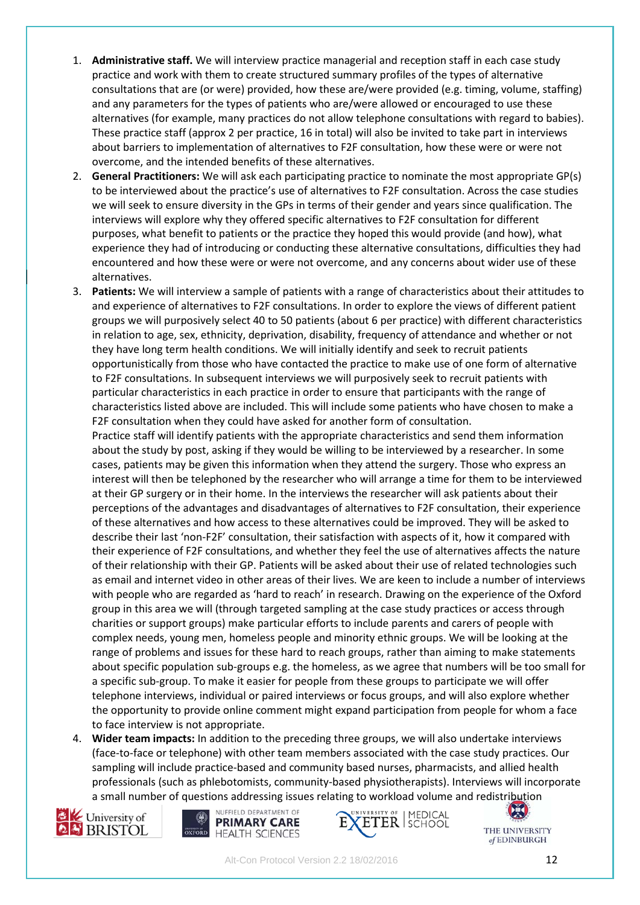1. **Administrative staff.** We will interview practice managerial and reception staff in each case study practice and work with them to create structured summary profiles of the types of alternative consultations that are (or were) provided, how these are/were provided (e.g. timing, volume, staffing) and any parameters for the types of patients who are/were allowed or encouraged to use these alternatives (for example, many practices do not allow telephone consultations with regard to babies). These practice staff (approx 2 per practice, 16 in total) will also be invited to take part in interviews about barriers to implementation of alternatives to F2F consultation, how these were or were not overcome, and the intended benefits of these alternatives.
2. **General Practitioners:** We will ask each participating practice to nominate the most appropriate GP(s) to be interviewed about the practice's use of alternatives to F2F consultation. Across the case studies we will seek to ensure diversity in the GPs in terms of their gender and years since qualification. The interviews will explore why they offered specific alternatives to F2F consultation for different purposes, what benefit to patients or the practice they hoped this would provide (and how), what experience they had of introducing or conducting these alternative consultations, difficulties they had encountered and how these were or were not overcome, and any concerns about wider use of these alternatives.
3. **Patients:** We will interview a sample of patients with a range of characteristics about their attitudes to and experience of alternatives to F2F consultations. In order to explore the views of different patient groups we will purposively select 40 to 50 patients (about 6 per practice) with different characteristics in relation to age, sex, ethnicity, deprivation, disability, frequency of attendance and whether or not they have long term health conditions. We will initially identify and seek to recruit patients opportunistically from those who have contacted the practice to make use of one form of alternative to F2F consultations. In subsequent interviews we will purposively seek to recruit patients with particular characteristics in each practice in order to ensure that participants with the range of characteristics listed above are included. This will include some patients who have chosen to make a F2F consultation when they could have asked for another form of consultation.
   Practice staff will identify patients with the appropriate characteristics and send them information about the study by post, asking if they would be willing to be interviewed by a researcher. In some cases, patients may be given this information when they attend the surgery. Those who express an interest will then be telephoned by the researcher who will arrange a time for them to be interviewed at their GP surgery or in their home. In the interviews the researcher will ask patients about their perceptions of the advantages and disadvantages of alternatives to F2F consultation, their experience of these alternatives and how access to these alternatives could be improved. They will be asked to describe their last 'non-F2F' consultation, their satisfaction with aspects of it, how it compared with their experience of F2F consultations, and whether they feel the use of alternatives affects the nature of their relationship with their GP. Patients will be asked about their use of related technologies such as email and internet video in other areas of their lives. We are keen to include a number of interviews with people who are regarded as 'hard to reach' in research. Drawing on the experience of the Oxford group in this area we will (through targeted sampling at the case study practices or access through charities or support groups) make particular efforts to include parents and carers of people with complex needs, young men, homeless people and minority ethnic groups. We will be looking at the range of problems and issues for these hard to reach groups, rather than aiming to make statements about specific population sub-groups e.g. the homeless, as we agree that numbers will be too small for a specific sub-group. To make it easier for people from these groups to participate we will offer telephone interviews, individual or paired interviews or focus groups, and will also explore whether the opportunity to provide online comment might expand participation from people for whom a face to face interview is not appropriate.
4. **Wider team impacts:** In addition to the preceding three groups, we will also undertake interviews (face-to-face or telephone) with other team members associated with the case study practices. Our sampling will include practice-based and community based nurses, pharmacists, and allied health professionals (such as phlebotomists, community-based physiotherapists). Interviews will incorporate a small number of questions addressing issues relating to workload volume and redistribution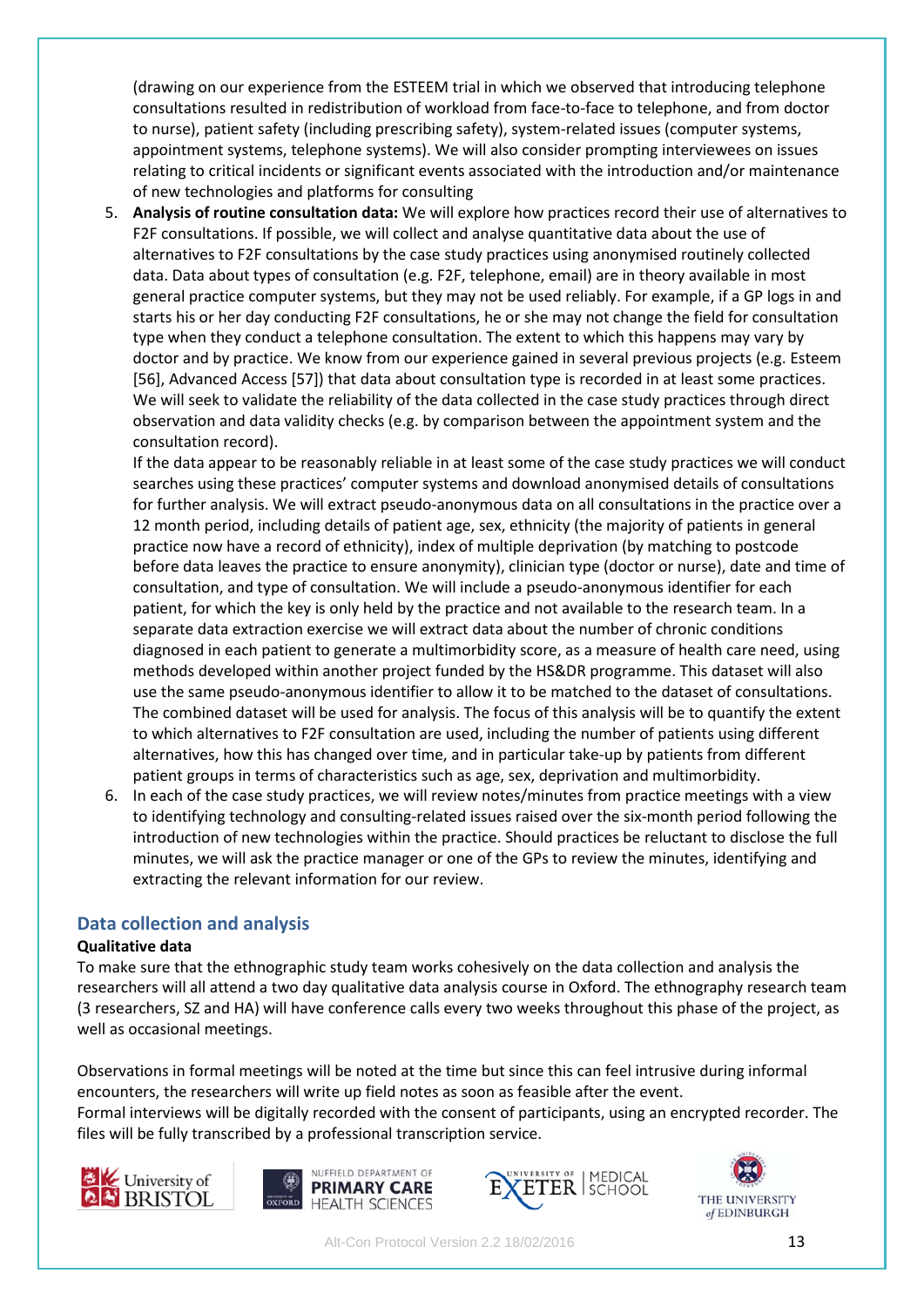(drawing on our experience from the ESTEEM trial in which we observed that introducing telephone consultations resulted in redistribution of workload from face-to-face to telephone, and from doctor to nurse), patient safety (including prescribing safety), system-related issues (computer systems, appointment systems, telephone systems). We will also consider prompting interviewees on issues relating to critical incidents or significant events associated with the introduction and/or maintenance of new technologies and platforms for consulting

5. **Analysis of routine consultation data:** We will explore how practices record their use of alternatives to F2F consultations. If possible, we will collect and analyse quantitative data about the use of alternatives to F2F consultations by the case study practices using anonymised routinely collected data. Data about types of consultation (e.g. F2F, telephone, email) are in theory available in most general practice computer systems, but they may not be used reliably. For example, if a GP logs in and starts his or her day conducting F2F consultations, he or she may not change the field for consultation type when they conduct a telephone consultation. The extent to which this happens may vary by doctor and by practice. We know from our experience gained in several previous projects (e.g. Esteem [56], Advanced Access [57]) that data about consultation type is recorded in at least some practices. We will seek to validate the reliability of the data collected in the case study practices through direct observation and data validity checks (e.g. by comparison between the appointment system and the consultation record).
   If the data appear to be reasonably reliable in at least some of the case study practices we will conduct searches using these practices' computer systems and download anonymised details of consultations for further analysis. We will extract pseudo-anonymous data on all consultations in the practice over a 12 month period, including details of patient age, sex, ethnicity (the majority of patients in general practice now have a record of ethnicity), index of multiple deprivation (by matching to postcode before data leaves the practice to ensure anonymity), clinician type (doctor or nurse), date and time of consultation, and type of consultation. We will include a pseudo-anonymous identifier for each patient, for which the key is only held by the practice and not available to the research team. In a separate data extraction exercise we will extract data about the number of chronic conditions diagnosed in each patient to generate a multimorbidity score, as a measure of health care need, using methods developed within another project funded by the HS&DR programme. This dataset will also use the same pseudo-anonymous identifier to allow it to be matched to the dataset of consultations. The combined dataset will be used for analysis. The focus of this analysis will be to quantify the extent to which alternatives to F2F consultation are used, including the number of patients using different alternatives, how this has changed over time, and in particular take-up by patients from different patient groups in terms of characteristics such as age, sex, deprivation and multimorbidity.
6. In each of the case study practices, we will review notes/minutes from practice meetings with a view to identifying technology and consulting-related issues raised over the six-month period following the introduction of new technologies within the practice. Should practices be reluctant to disclose the full minutes, we will ask the practice manager or one of the GPs to review the minutes, identifying and extracting the relevant information for our review.

## Data collection and analysis

**Qualitative data**

To make sure that the ethnographic study team works cohesively on the data collection and analysis the researchers will all attend a two day qualitative data analysis course in Oxford. The ethnography research team (3 researchers, SZ and HA) will have conference calls every two weeks throughout this phase of the project, as well as occasional meetings.

Observations in formal meetings will be noted at the time but since this can feel intrusive during informal encounters, the researchers will write up field notes as soon as feasible after the event.
Formal interviews will be digitally recorded with the consent of participants, using an encrypted recorder. The files will be fully transcribed by a professional transcription service.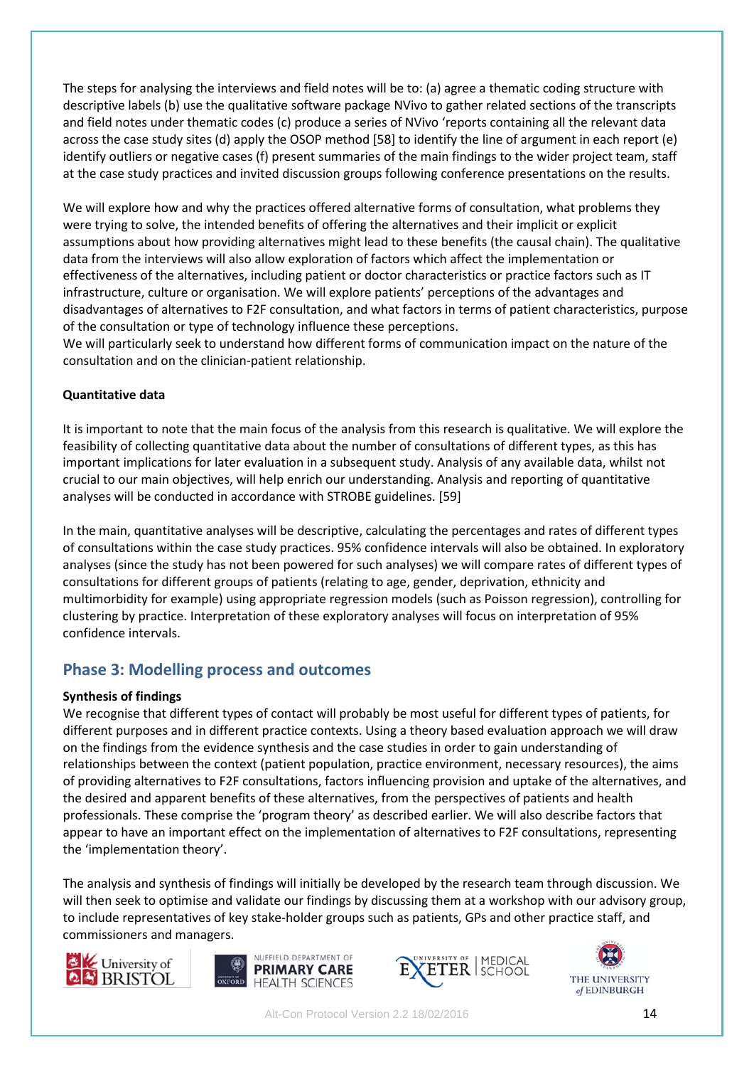The steps for analysing the interviews and field notes will be to: (a) agree a thematic coding structure with descriptive labels (b) use the qualitative software package NVivo to gather related sections of the transcripts and field notes under thematic codes (c) produce a series of NVivo 'reports containing all the relevant data across the case study sites (d) apply the OSOP method [58] to identify the line of argument in each report (e) identify outliers or negative cases (f) present summaries of the main findings to the wider project team, staff at the case study practices and invited discussion groups following conference presentations on the results.

We will explore how and why the practices offered alternative forms of consultation, what problems they were trying to solve, the intended benefits of offering the alternatives and their implicit or explicit assumptions about how providing alternatives might lead to these benefits (the causal chain). The qualitative data from the interviews will also allow exploration of factors which affect the implementation or effectiveness of the alternatives, including patient or doctor characteristics or practice factors such as IT infrastructure, culture or organisation. We will explore patients' perceptions of the advantages and disadvantages of alternatives to F2F consultation, and what factors in terms of patient characteristics, purpose of the consultation or type of technology influence these perceptions.
We will particularly seek to understand how different forms of communication impact on the nature of the consultation and on the clinician-patient relationship.

**Quantitative data**

It is important to note that the main focus of the analysis from this research is qualitative. We will explore the feasibility of collecting quantitative data about the number of consultations of different types, as this has important implications for later evaluation in a subsequent study. Analysis of any available data, whilst not crucial to our main objectives, will help enrich our understanding. Analysis and reporting of quantitative analyses will be conducted in accordance with STROBE guidelines. [59]

In the main, quantitative analyses will be descriptive, calculating the percentages and rates of different types of consultations within the case study practices. 95% confidence intervals will also be obtained. In exploratory analyses (since the study has not been powered for such analyses) we will compare rates of different types of consultations for different groups of patients (relating to age, gender, deprivation, ethnicity and multimorbidity for example) using appropriate regression models (such as Poisson regression), controlling for clustering by practice. Interpretation of these exploratory analyses will focus on interpretation of 95% confidence intervals.

## Phase 3: Modelling process and outcomes

**Synthesis of findings**

We recognise that different types of contact will probably be most useful for different types of patients, for different purposes and in different practice contexts. Using a theory based evaluation approach we will draw on the findings from the evidence synthesis and the case studies in order to gain understanding of relationships between the context (patient population, practice environment, necessary resources), the aims of providing alternatives to F2F consultations, factors influencing provision and uptake of the alternatives, and the desired and apparent benefits of these alternatives, from the perspectives of patients and health professionals. These comprise the 'program theory' as described earlier. We will also describe factors that appear to have an important effect on the implementation of alternatives to F2F consultations, representing the 'implementation theory'.

The analysis and synthesis of findings will initially be developed by the research team through discussion. We will then seek to optimise and validate our findings by discussing them at a workshop with our advisory group, to include representatives of key stake-holder groups such as patients, GPs and other practice staff, and commissioners and managers.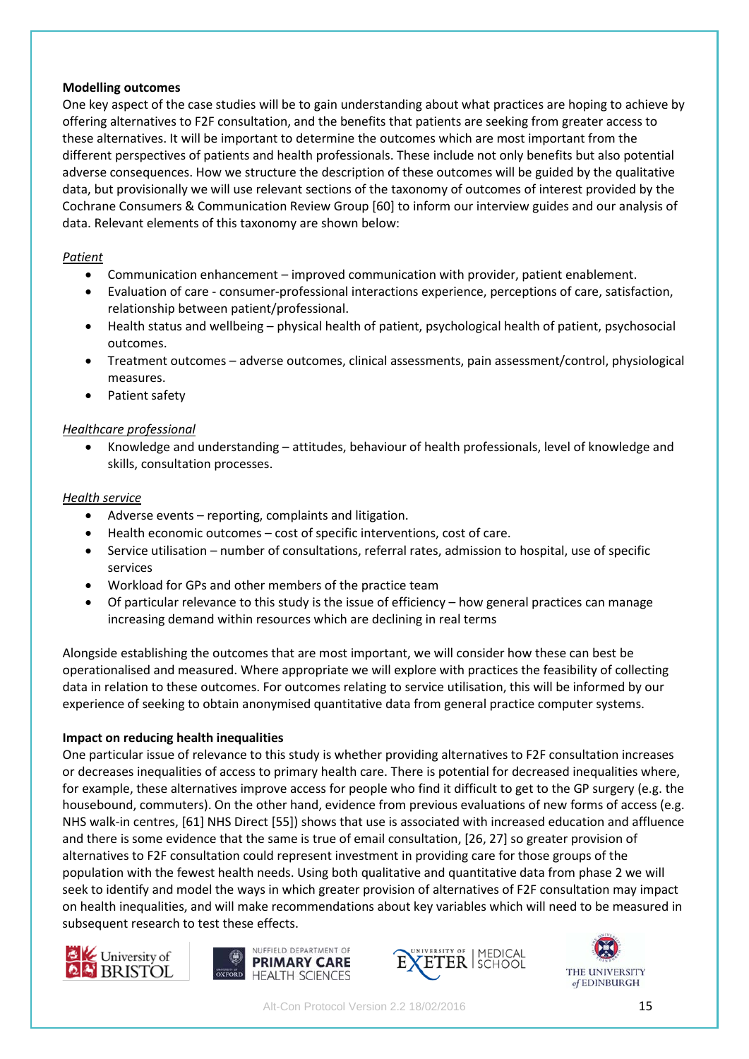**Modelling outcomes**

One key aspect of the case studies will be to gain understanding about what practices are hoping to achieve by offering alternatives to F2F consultation, and the benefits that patients are seeking from greater access to these alternatives. It will be important to determine the outcomes which are most important from the different perspectives of patients and health professionals. These include not only benefits but also potential adverse consequences. How we structure the description of these outcomes will be guided by the qualitative data, but provisionally we will use relevant sections of the taxonomy of outcomes of interest provided by the Cochrane Consumers & Communication Review Group [60] to inform our interview guides and our analysis of data. Relevant elements of this taxonomy are shown below:

*Patient*

- Communication enhancement – improved communication with provider, patient enablement.
- Evaluation of care - consumer-professional interactions experience, perceptions of care, satisfaction, relationship between patient/professional.
- Health status and wellbeing – physical health of patient, psychological health of patient, psychosocial outcomes.
- Treatment outcomes – adverse outcomes, clinical assessments, pain assessment/control, physiological measures.
- Patient safety

*Healthcare professional*

- Knowledge and understanding – attitudes, behaviour of health professionals, level of knowledge and skills, consultation processes.

*Health service*

- Adverse events – reporting, complaints and litigation.
- Health economic outcomes – cost of specific interventions, cost of care.
- Service utilisation – number of consultations, referral rates, admission to hospital, use of specific services
- Workload for GPs and other members of the practice team
- Of particular relevance to this study is the issue of efficiency – how general practices can manage increasing demand within resources which are declining in real terms

Alongside establishing the outcomes that are most important, we will consider how these can best be operationalised and measured. Where appropriate we will explore with practices the feasibility of collecting data in relation to these outcomes. For outcomes relating to service utilisation, this will be informed by our experience of seeking to obtain anonymised quantitative data from general practice computer systems.

**Impact on reducing health inequalities**

One particular issue of relevance to this study is whether providing alternatives to F2F consultation increases or decreases inequalities of access to primary health care. There is potential for decreased inequalities where, for example, these alternatives improve access for people who find it difficult to get to the GP surgery (e.g. the housebound, commuters). On the other hand, evidence from previous evaluations of new forms of access (e.g. NHS walk-in centres, [61] NHS Direct [55]) shows that use is associated with increased education and affluence and there is some evidence that the same is true of email consultation, [26, 27] so greater provision of alternatives to F2F consultation could represent investment in providing care for those groups of the population with the fewest health needs. Using both qualitative and quantitative data from phase 2 we will seek to identify and model the ways in which greater provision of alternatives of F2F consultation may impact on health inequalities, and will make recommendations about key variables which will need to be measured in subsequent research to test these effects.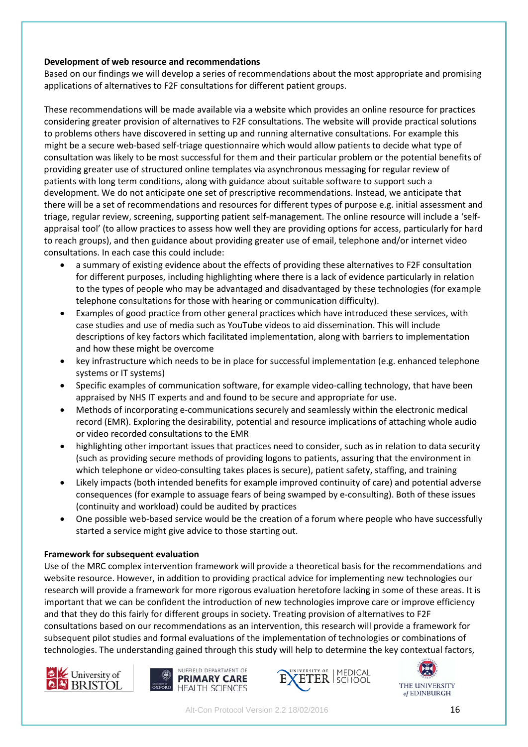**Development of web resource and recommendations**

Based on our findings we will develop a series of recommendations about the most appropriate and promising applications of alternatives to F2F consultations for different patient groups.

These recommendations will be made available via a website which provides an online resource for practices considering greater provision of alternatives to F2F consultations. The website will provide practical solutions to problems others have discovered in setting up and running alternative consultations. For example this might be a secure web-based self-triage questionnaire which would allow patients to decide what type of consultation was likely to be most successful for them and their particular problem or the potential benefits of providing greater use of structured online templates via asynchronous messaging for regular review of patients with long term conditions, along with guidance about suitable software to support such a development. We do not anticipate one set of prescriptive recommendations. Instead, we anticipate that there will be a set of recommendations and resources for different types of purpose e.g. initial assessment and triage, regular review, screening, supporting patient self-management. The online resource will include a 'self-appraisal tool' (to allow practices to assess how well they are providing options for access, particularly for hard to reach groups), and then guidance about providing greater use of email, telephone and/or internet video consultations. In each case this could include:

- a summary of existing evidence about the effects of providing these alternatives to F2F consultation for different purposes, including highlighting where there is a lack of evidence particularly in relation to the types of people who may be advantaged and disadvantaged by these technologies (for example telephone consultations for those with hearing or communication difficulty).
- Examples of good practice from other general practices which have introduced these services, with case studies and use of media such as YouTube videos to aid dissemination. This will include descriptions of key factors which facilitated implementation, along with barriers to implementation and how these might be overcome
- key infrastructure which needs to be in place for successful implementation (e.g. enhanced telephone systems or IT systems)
- Specific examples of communication software, for example video-calling technology, that have been appraised by NHS IT experts and and found to be secure and appropriate for use.
- Methods of incorporating e-communications securely and seamlessly within the electronic medical record (EMR). Exploring the desirability, potential and resource implications of attaching whole audio or video recorded consultations to the EMR
- highlighting other important issues that practices need to consider, such as in relation to data security (such as providing secure methods of providing logons to patients, assuring that the environment in which telephone or video-consulting takes places is secure), patient safety, staffing, and training
- Likely impacts (both intended benefits for example improved continuity of care) and potential adverse consequences (for example to assuage fears of being swamped by e-consulting). Both of these issues (continuity and workload) could be audited by practices
- One possible web-based service would be the creation of a forum where people who have successfully started a service might give advice to those starting out.

**Framework for subsequent evaluation**

Use of the MRC complex intervention framework will provide a theoretical basis for the recommendations and website resource. However, in addition to providing practical advice for implementing new technologies our research will provide a framework for more rigorous evaluation heretofore lacking in some of these areas. It is important that we can be confident the introduction of new technologies improve care or improve efficiency and that they do this fairly for different groups in society. Treating provision of alternatives to F2F consultations based on our recommendations as an intervention, this research will provide a framework for subsequent pilot studies and formal evaluations of the implementation of technologies or combinations of technologies. The understanding gained through this study will help to determine the key contextual factors,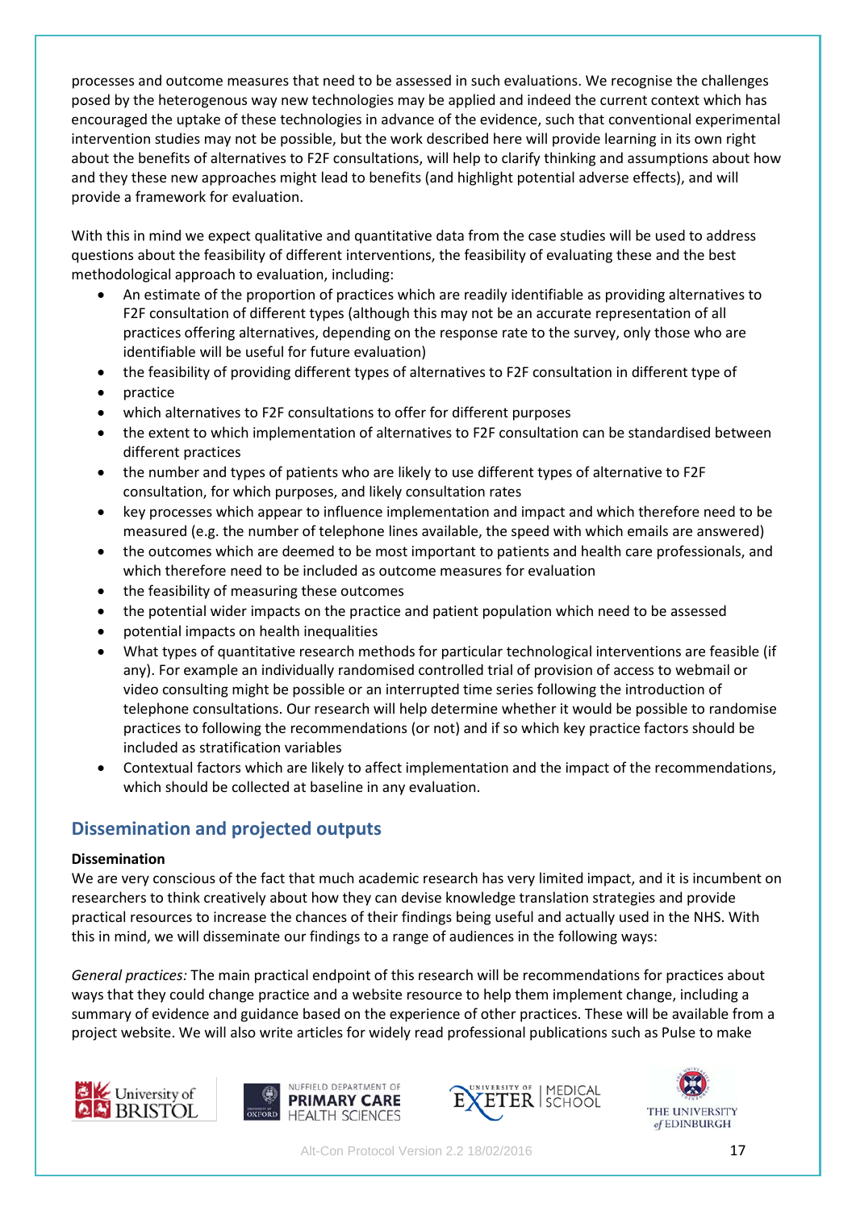processes and outcome measures that need to be assessed in such evaluations. We recognise the challenges posed by the heterogenous way new technologies may be applied and indeed the current context which has encouraged the uptake of these technologies in advance of the evidence, such that conventional experimental intervention studies may not be possible, but the work described here will provide learning in its own right about the benefits of alternatives to F2F consultations, will help to clarify thinking and assumptions about how and they these new approaches might lead to benefits (and highlight potential adverse effects), and will provide a framework for evaluation.

With this in mind we expect qualitative and quantitative data from the case studies will be used to address questions about the feasibility of different interventions, the feasibility of evaluating these and the best methodological approach to evaluation, including:

- An estimate of the proportion of practices which are readily identifiable as providing alternatives to F2F consultation of different types (although this may not be an accurate representation of all practices offering alternatives, depending on the response rate to the survey, only those who are identifiable will be useful for future evaluation)
- the feasibility of providing different types of alternatives to F2F consultation in different type of
- practice
- which alternatives to F2F consultations to offer for different purposes
- the extent to which implementation of alternatives to F2F consultation can be standardised between different practices
- the number and types of patients who are likely to use different types of alternative to F2F consultation, for which purposes, and likely consultation rates
- key processes which appear to influence implementation and impact and which therefore need to be measured (e.g. the number of telephone lines available, the speed with which emails are answered)
- the outcomes which are deemed to be most important to patients and health care professionals, and which therefore need to be included as outcome measures for evaluation
- the feasibility of measuring these outcomes
- the potential wider impacts on the practice and patient population which need to be assessed
- potential impacts on health inequalities
- What types of quantitative research methods for particular technological interventions are feasible (if any). For example an individually randomised controlled trial of provision of access to webmail or video consulting might be possible or an interrupted time series following the introduction of telephone consultations. Our research will help determine whether it would be possible to randomise practices to following the recommendations (or not) and if so which key practice factors should be included as stratification variables
- Contextual factors which are likely to affect implementation and the impact of the recommendations, which should be collected at baseline in any evaluation.

## Dissemination and projected outputs

**Dissemination**

We are very conscious of the fact that much academic research has very limited impact, and it is incumbent on researchers to think creatively about how they can devise knowledge translation strategies and provide practical resources to increase the chances of their findings being useful and actually used in the NHS. With this in mind, we will disseminate our findings to a range of audiences in the following ways:

*General practices:* The main practical endpoint of this research will be recommendations for practices about ways that they could change practice and a website resource to help them implement change, including a summary of evidence and guidance based on the experience of other practices. These will be available from a project website. We will also write articles for widely read professional publications such as Pulse to make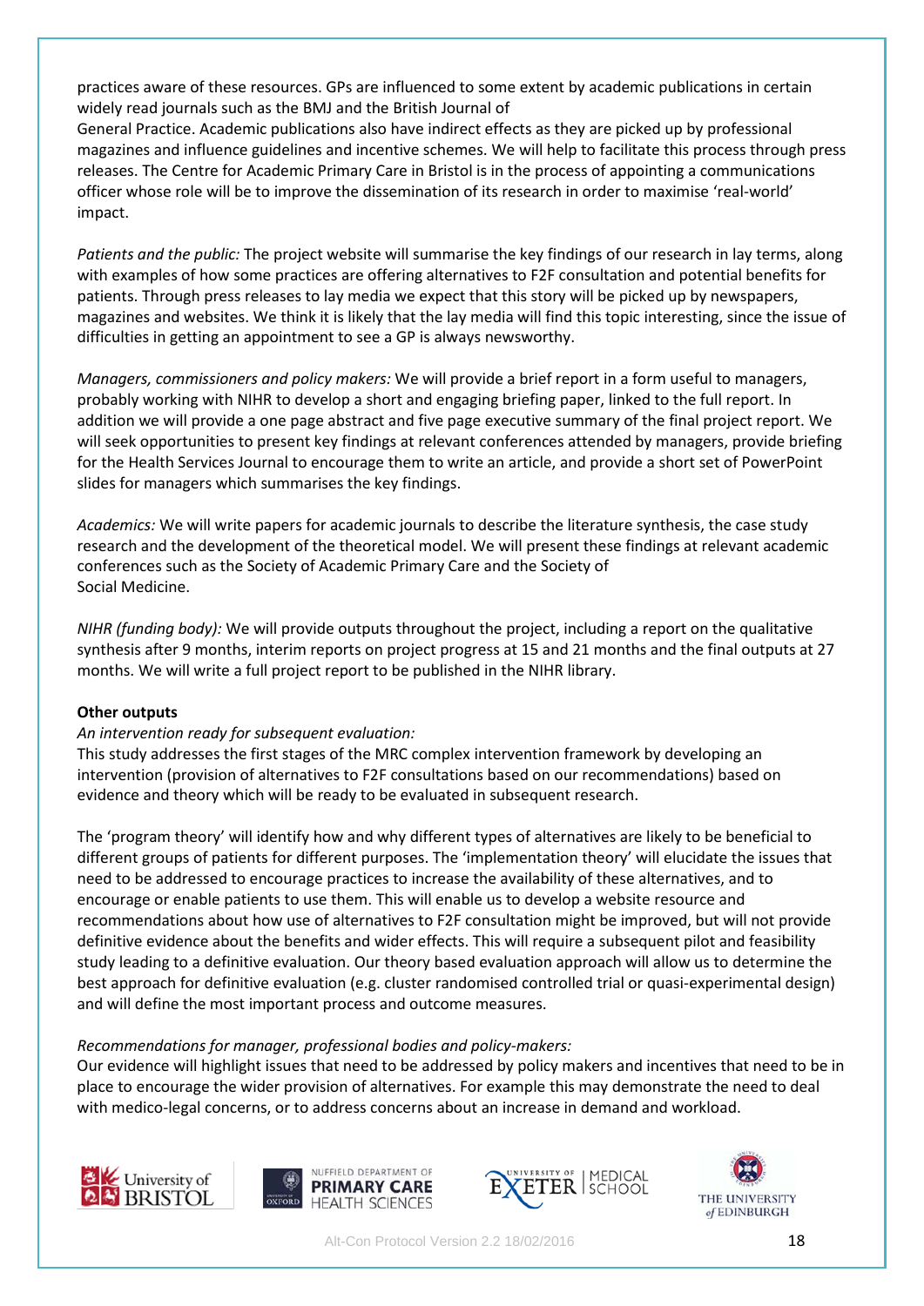practices aware of these resources. GPs are influenced to some extent by academic publications in certain widely read journals such as the BMJ and the British Journal of General Practice. Academic publications also have indirect effects as they are picked up by professional magazines and influence guidelines and incentive schemes. We will help to facilitate this process through press releases. The Centre for Academic Primary Care in Bristol is in the process of appointing a communications officer whose role will be to improve the dissemination of its research in order to maximise 'real-world' impact.

*Patients and the public:* The project website will summarise the key findings of our research in lay terms, along with examples of how some practices are offering alternatives to F2F consultation and potential benefits for patients. Through press releases to lay media we expect that this story will be picked up by newspapers, magazines and websites. We think it is likely that the lay media will find this topic interesting, since the issue of difficulties in getting an appointment to see a GP is always newsworthy.

*Managers, commissioners and policy makers:* We will provide a brief report in a form useful to managers, probably working with NIHR to develop a short and engaging briefing paper, linked to the full report. In addition we will provide a one page abstract and five page executive summary of the final project report. We will seek opportunities to present key findings at relevant conferences attended by managers, provide briefing for the Health Services Journal to encourage them to write an article, and provide a short set of PowerPoint slides for managers which summarises the key findings.

*Academics:* We will write papers for academic journals to describe the literature synthesis, the case study research and the development of the theoretical model. We will present these findings at relevant academic conferences such as the Society of Academic Primary Care and the Society of Social Medicine.

*NIHR (funding body):* We will provide outputs throughout the project, including a report on the qualitative synthesis after 9 months, interim reports on project progress at 15 and 21 months and the final outputs at 27 months. We will write a full project report to be published in the NIHR library.

**Other outputs**

*An intervention ready for subsequent evaluation:*

This study addresses the first stages of the MRC complex intervention framework by developing an intervention (provision of alternatives to F2F consultations based on our recommendations) based on evidence and theory which will be ready to be evaluated in subsequent research.

The 'program theory' will identify how and why different types of alternatives are likely to be beneficial to different groups of patients for different purposes. The 'implementation theory' will elucidate the issues that need to be addressed to encourage practices to increase the availability of these alternatives, and to encourage or enable patients to use them. This will enable us to develop a website resource and recommendations about how use of alternatives to F2F consultation might be improved, but will not provide definitive evidence about the benefits and wider effects. This will require a subsequent pilot and feasibility study leading to a definitive evaluation. Our theory based evaluation approach will allow us to determine the best approach for definitive evaluation (e.g. cluster randomised controlled trial or quasi-experimental design) and will define the most important process and outcome measures.

*Recommendations for manager, professional bodies and policy-makers:*

Our evidence will highlight issues that need to be addressed by policy makers and incentives that need to be in place to encourage the wider provision of alternatives. For example this may demonstrate the need to deal with medico-legal concerns, or to address concerns about an increase in demand and workload.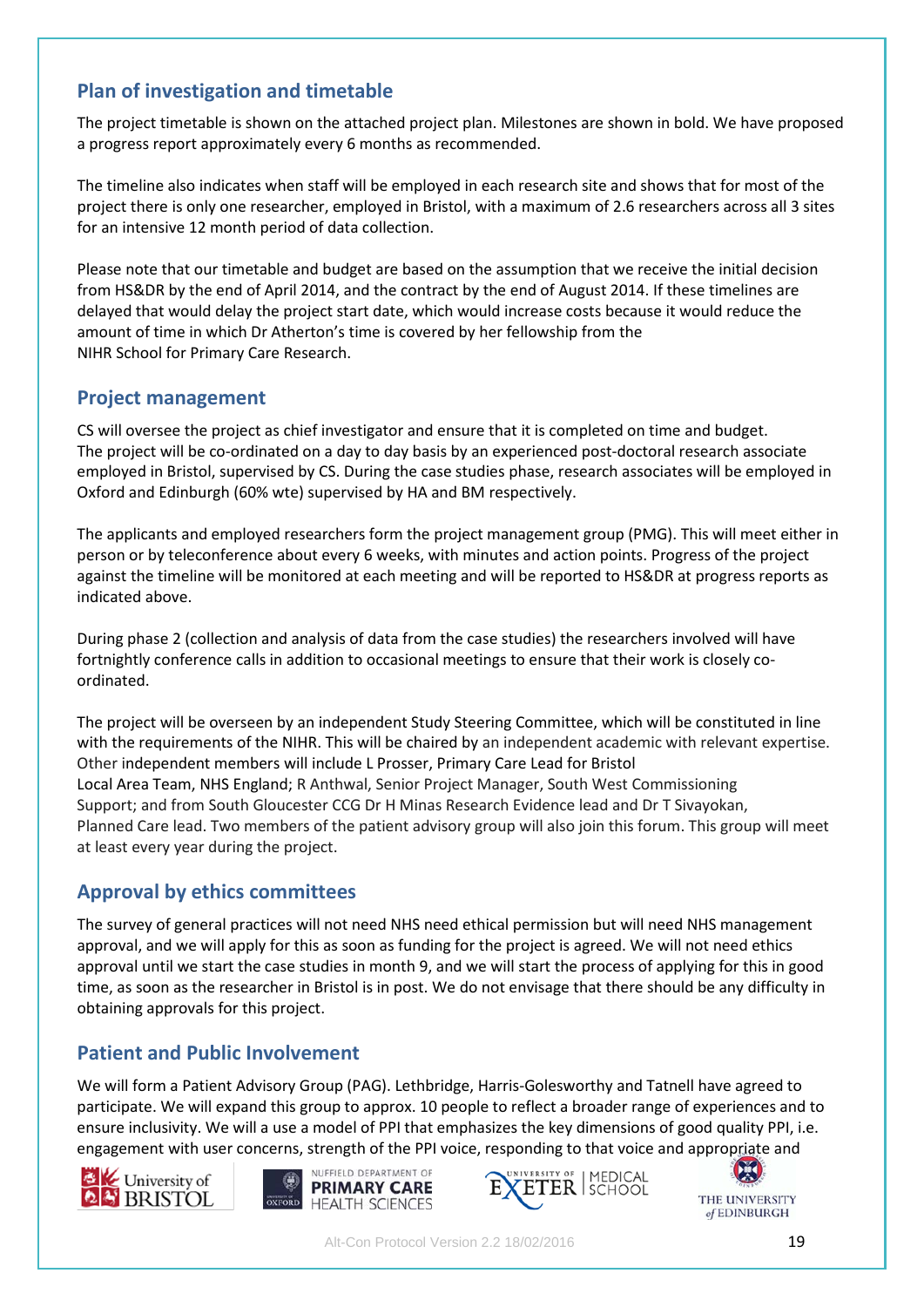## Plan of investigation and timetable

The project timetable is shown on the attached project plan. Milestones are shown in bold. We have proposed a progress report approximately every 6 months as recommended.

The timeline also indicates when staff will be employed in each research site and shows that for most of the project there is only one researcher, employed in Bristol, with a maximum of 2.6 researchers across all 3 sites for an intensive 12 month period of data collection.

Please note that our timetable and budget are based on the assumption that we receive the initial decision from HS&DR by the end of April 2014, and the contract by the end of August 2014. If these timelines are delayed that would delay the project start date, which would increase costs because it would reduce the amount of time in which Dr Atherton's time is covered by her fellowship from the NIHR School for Primary Care Research.

## Project management

CS will oversee the project as chief investigator and ensure that it is completed on time and budget. The project will be co-ordinated on a day to day basis by an experienced post-doctoral research associate employed in Bristol, supervised by CS. During the case studies phase, research associates will be employed in Oxford and Edinburgh (60% wte) supervised by HA and BM respectively.

The applicants and employed researchers form the project management group (PMG). This will meet either in person or by teleconference about every 6 weeks, with minutes and action points. Progress of the project against the timeline will be monitored at each meeting and will be reported to HS&DR at progress reports as indicated above.

During phase 2 (collection and analysis of data from the case studies) the researchers involved will have fortnightly conference calls in addition to occasional meetings to ensure that their work is closely co-ordinated.

The project will be overseen by an independent Study Steering Committee, which will be constituted in line with the requirements of the NIHR. This will be chaired by an independent academic with relevant expertise. Other independent members will include L Prosser, Primary Care Lead for Bristol Local Area Team, NHS England; R Anthwal, Senior Project Manager, South West Commissioning Support; and from South Gloucester CCG Dr H Minas Research Evidence lead and Dr T Sivayokan, Planned Care lead. Two members of the patient advisory group will also join this forum. This group will meet at least every year during the project.

## Approval by ethics committees

The survey of general practices will not need NHS need ethical permission but will need NHS management approval, and we will apply for this as soon as funding for the project is agreed. We will not need ethics approval until we start the case studies in month 9, and we will start the process of applying for this in good time, as soon as the researcher in Bristol is in post. We do not envisage that there should be any difficulty in obtaining approvals for this project.

## Patient and Public Involvement

We will form a Patient Advisory Group (PAG). Lethbridge, Harris-Golesworthy and Tatnell have agreed to participate. We will expand this group to approx. 10 people to reflect a broader range of experiences and to ensure inclusivity. We will a use a model of PPI that emphasizes the key dimensions of good quality PPI, i.e. engagement with user concerns, strength of the PPI voice, responding to that voice and appropriate and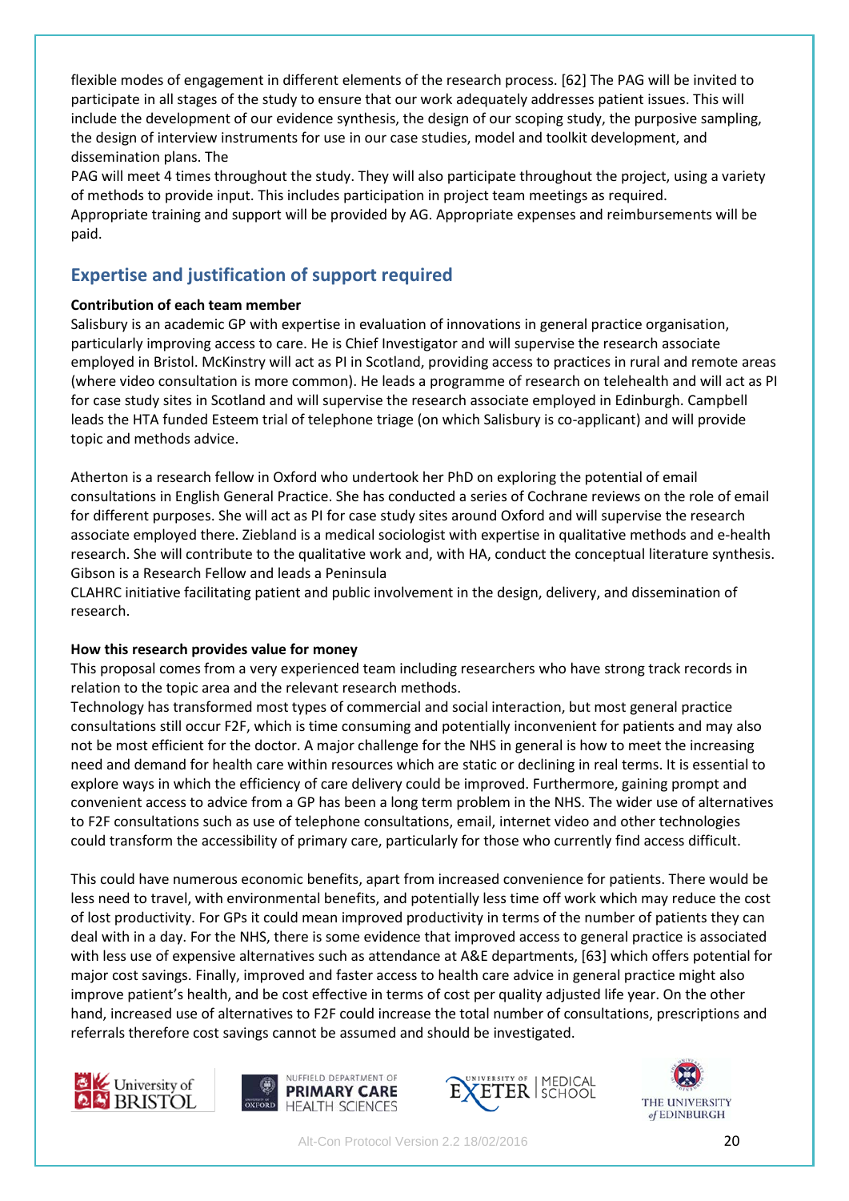flexible modes of engagement in different elements of the research process. [62] The PAG will be invited to participate in all stages of the study to ensure that our work adequately addresses patient issues. This will include the development of our evidence synthesis, the design of our scoping study, the purposive sampling, the design of interview instruments for use in our case studies, model and toolkit development, and dissemination plans. The PAG will meet 4 times throughout the study. They will also participate throughout the project, using a variety of methods to provide input. This includes participation in project team meetings as required. Appropriate training and support will be provided by AG. Appropriate expenses and reimbursements will be paid.

## Expertise and justification of support required

**Contribution of each team member**

Salisbury is an academic GP with expertise in evaluation of innovations in general practice organisation, particularly improving access to care. He is Chief Investigator and will supervise the research associate employed in Bristol. McKinstry will act as PI in Scotland, providing access to practices in rural and remote areas (where video consultation is more common). He leads a programme of research on telehealth and will act as PI for case study sites in Scotland and will supervise the research associate employed in Edinburgh. Campbell leads the HTA funded Esteem trial of telephone triage (on which Salisbury is co-applicant) and will provide topic and methods advice.

Atherton is a research fellow in Oxford who undertook her PhD on exploring the potential of email consultations in English General Practice. She has conducted a series of Cochrane reviews on the role of email for different purposes. She will act as PI for case study sites around Oxford and will supervise the research associate employed there. Ziebland is a medical sociologist with expertise in qualitative methods and e-health research. She will contribute to the qualitative work and, with HA, conduct the conceptual literature synthesis. Gibson is a Research Fellow and leads a Peninsula CLAHRC initiative facilitating patient and public involvement in the design, delivery, and dissemination of research.

**How this research provides value for money**

This proposal comes from a very experienced team including researchers who have strong track records in relation to the topic area and the relevant research methods.

Technology has transformed most types of commercial and social interaction, but most general practice consultations still occur F2F, which is time consuming and potentially inconvenient for patients and may also not be most efficient for the doctor. A major challenge for the NHS in general is how to meet the increasing need and demand for health care within resources which are static or declining in real terms. It is essential to explore ways in which the efficiency of care delivery could be improved. Furthermore, gaining prompt and convenient access to advice from a GP has been a long term problem in the NHS. The wider use of alternatives to F2F consultations such as use of telephone consultations, email, internet video and other technologies could transform the accessibility of primary care, particularly for those who currently find access difficult.

This could have numerous economic benefits, apart from increased convenience for patients. There would be less need to travel, with environmental benefits, and potentially less time off work which may reduce the cost of lost productivity. For GPs it could mean improved productivity in terms of the number of patients they can deal with in a day. For the NHS, there is some evidence that improved access to general practice is associated with less use of expensive alternatives such as attendance at A&E departments, [63] which offers potential for major cost savings. Finally, improved and faster access to health care advice in general practice might also improve patient's health, and be cost effective in terms of cost per quality adjusted life year. On the other hand, increased use of alternatives to F2F could increase the total number of consultations, prescriptions and referrals therefore cost savings cannot be assumed and should be investigated.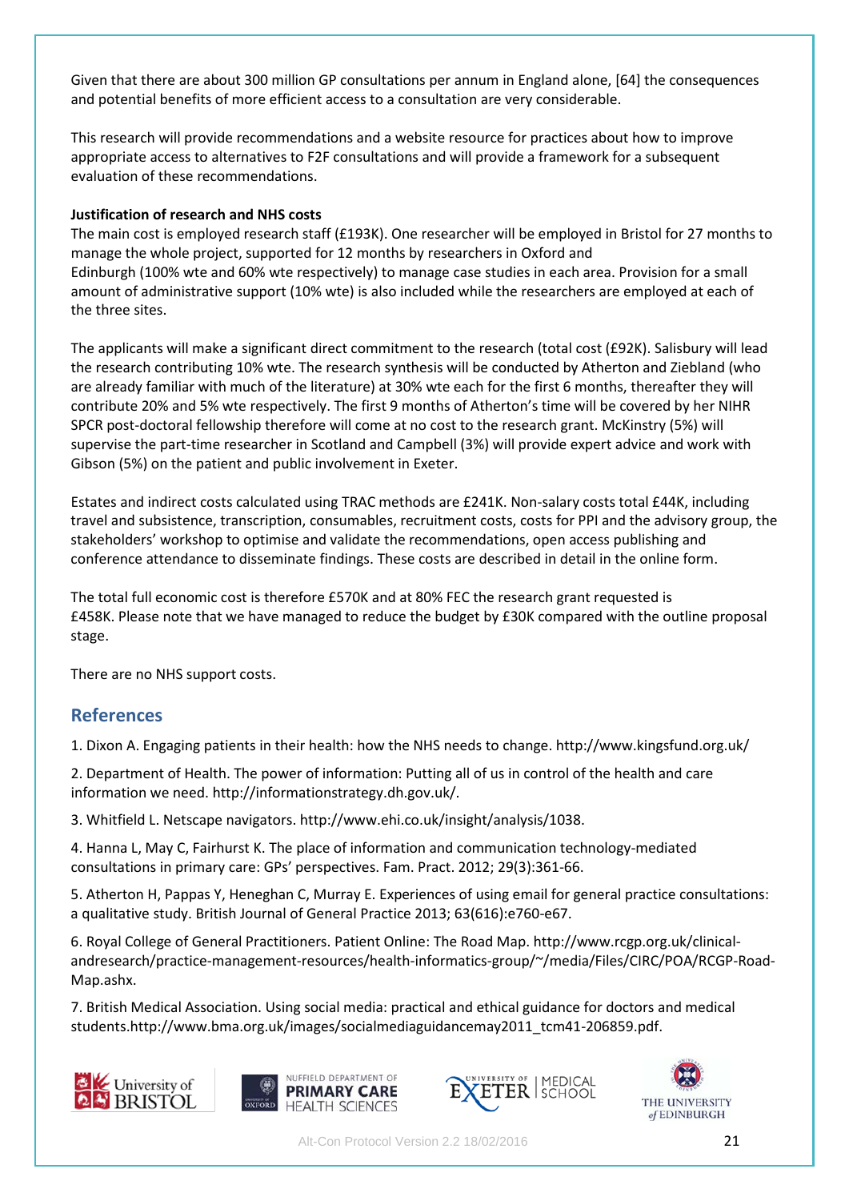Given that there are about 300 million GP consultations per annum in England alone, [64] the consequences and potential benefits of more efficient access to a consultation are very considerable.

This research will provide recommendations and a website resource for practices about how to improve appropriate access to alternatives to F2F consultations and will provide a framework for a subsequent evaluation of these recommendations.

**Justification of research and NHS costs**

The main cost is employed research staff (£193K). One researcher will be employed in Bristol for 27 months to manage the whole project, supported for 12 months by researchers in Oxford and Edinburgh (100% wte and 60% wte respectively) to manage case studies in each area. Provision for a small amount of administrative support (10% wte) is also included while the researchers are employed at each of the three sites.

The applicants will make a significant direct commitment to the research (total cost (£92K). Salisbury will lead the research contributing 10% wte. The research synthesis will be conducted by Atherton and Ziebland (who are already familiar with much of the literature) at 30% wte each for the first 6 months, thereafter they will contribute 20% and 5% wte respectively. The first 9 months of Atherton's time will be covered by her NIHR SPCR post-doctoral fellowship therefore will come at no cost to the research grant. McKinstry (5%) will supervise the part-time researcher in Scotland and Campbell (3%) will provide expert advice and work with Gibson (5%) on the patient and public involvement in Exeter.

Estates and indirect costs calculated using TRAC methods are £241K. Non-salary costs total £44K, including travel and subsistence, transcription, consumables, recruitment costs, costs for PPI and the advisory group, the stakeholders' workshop to optimise and validate the recommendations, open access publishing and conference attendance to disseminate findings. These costs are described in detail in the online form.

The total full economic cost is therefore £570K and at 80% FEC the research grant requested is £458K. Please note that we have managed to reduce the budget by £30K compared with the outline proposal stage.

There are no NHS support costs.

## References

1. Dixon A. Engaging patients in their health: how the NHS needs to change. http://www.kingsfund.org.uk/

2. Department of Health. The power of information: Putting all of us in control of the health and care information we need. http://informationstrategy.dh.gov.uk/.

3. Whitfield L. Netscape navigators. http://www.ehi.co.uk/insight/analysis/1038.

4. Hanna L, May C, Fairhurst K. The place of information and communication technology-mediated consultations in primary care: GPs' perspectives. Fam. Pract. 2012; 29(3):361-66.

5. Atherton H, Pappas Y, Heneghan C, Murray E. Experiences of using email for general practice consultations: a qualitative study. British Journal of General Practice 2013; 63(616):e760-e67.

6. Royal College of General Practitioners. Patient Online: The Road Map. http://www.rcgp.org.uk/clinical-andresearch/practice-management-resources/health-informatics-group/~/media/Files/CIRC/POA/RCGP-Road-Map.ashx.

7. British Medical Association. Using social media: practical and ethical guidance for doctors and medical students.http://www.bma.org.uk/images/socialmediaguidancemay2011_tcm41-206859.pdf.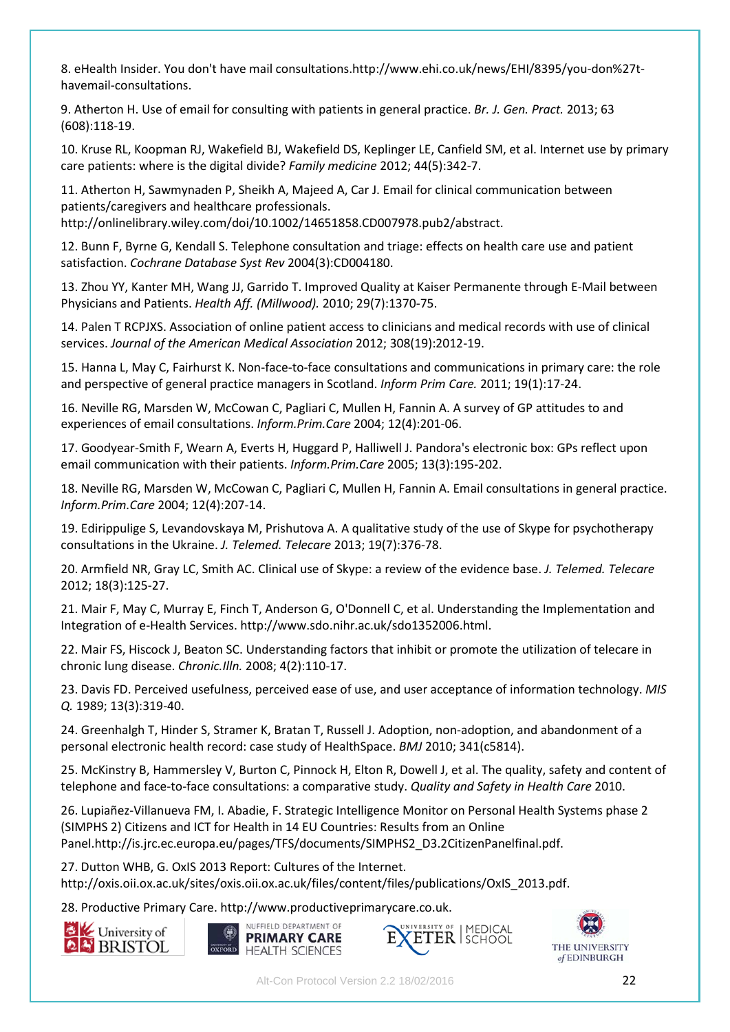8. eHealth Insider. You don't have mail consultations.http://www.ehi.co.uk/news/EHI/8395/you-don%27t-havemail-consultations.

9. Atherton H. Use of email for consulting with patients in general practice. *Br. J. Gen. Pract.* 2013; 63 (608):118-19.

10. Kruse RL, Koopman RJ, Wakefield BJ, Wakefield DS, Keplinger LE, Canfield SM, et al. Internet use by primary care patients: where is the digital divide? *Family medicine* 2012; 44(5):342-7.

11. Atherton H, Sawmynaden P, Sheikh A, Majeed A, Car J. Email for clinical communication between patients/caregivers and healthcare professionals. http://onlinelibrary.wiley.com/doi/10.1002/14651858.CD007978.pub2/abstract.

12. Bunn F, Byrne G, Kendall S. Telephone consultation and triage: effects on health care use and patient satisfaction. *Cochrane Database Syst Rev* 2004(3):CD004180.

13. Zhou YY, Kanter MH, Wang JJ, Garrido T. Improved Quality at Kaiser Permanente through E-Mail between Physicians and Patients. *Health Aff. (Millwood).* 2010; 29(7):1370-75.

14. Palen T RCPJXS. Association of online patient access to clinicians and medical records with use of clinical services. *Journal of the American Medical Association* 2012; 308(19):2012-19.

15. Hanna L, May C, Fairhurst K. Non-face-to-face consultations and communications in primary care: the role and perspective of general practice managers in Scotland. *Inform Prim Care.* 2011; 19(1):17-24.

16. Neville RG, Marsden W, McCowan C, Pagliari C, Mullen H, Fannin A. A survey of GP attitudes to and experiences of email consultations. *Inform.Prim.Care* 2004; 12(4):201-06.

17. Goodyear-Smith F, Wearn A, Everts H, Huggard P, Halliwell J. Pandora's electronic box: GPs reflect upon email communication with their patients. *Inform.Prim.Care* 2005; 13(3):195-202.

18. Neville RG, Marsden W, McCowan C, Pagliari C, Mullen H, Fannin A. Email consultations in general practice. *Inform.Prim.Care* 2004; 12(4):207-14.

19. Edirippulige S, Levandovskaya M, Prishutova A. A qualitative study of the use of Skype for psychotherapy consultations in the Ukraine. *J. Telemed. Telecare* 2013; 19(7):376-78.

20. Armfield NR, Gray LC, Smith AC. Clinical use of Skype: a review of the evidence base. *J. Telemed. Telecare* 2012; 18(3):125-27.

21. Mair F, May C, Murray E, Finch T, Anderson G, O'Donnell C, et al. Understanding the Implementation and Integration of e-Health Services. http://www.sdo.nihr.ac.uk/sdo1352006.html.

22. Mair FS, Hiscock J, Beaton SC. Understanding factors that inhibit or promote the utilization of telecare in chronic lung disease. *Chronic.Illn.* 2008; 4(2):110-17.

23. Davis FD. Perceived usefulness, perceived ease of use, and user acceptance of information technology. *MIS Q.* 1989; 13(3):319-40.

24. Greenhalgh T, Hinder S, Stramer K, Bratan T, Russell J. Adoption, non-adoption, and abandonment of a personal electronic health record: case study of HealthSpace. *BMJ* 2010; 341(c5814).

25. McKinstry B, Hammersley V, Burton C, Pinnock H, Elton R, Dowell J, et al. The quality, safety and content of telephone and face-to-face consultations: a comparative study. *Quality and Safety in Health Care* 2010.

26. Lupiañez-Villanueva FM, I. Abadie, F. Strategic Intelligence Monitor on Personal Health Systems phase 2 (SIMPHS 2) Citizens and ICT for Health in 14 EU Countries: Results from an Online Panel.http://is.jrc.ec.europa.eu/pages/TFS/documents/SIMPHS2_D3.2CitizenPanelfinal.pdf.

27. Dutton WHB, G. OxIS 2013 Report: Cultures of the Internet. http://oxis.oii.ox.ac.uk/sites/oxis.oii.ox.ac.uk/files/content/files/publications/OxIS_2013.pdf.

28. Productive Primary Care. http://www.productiveprimarycare.co.uk.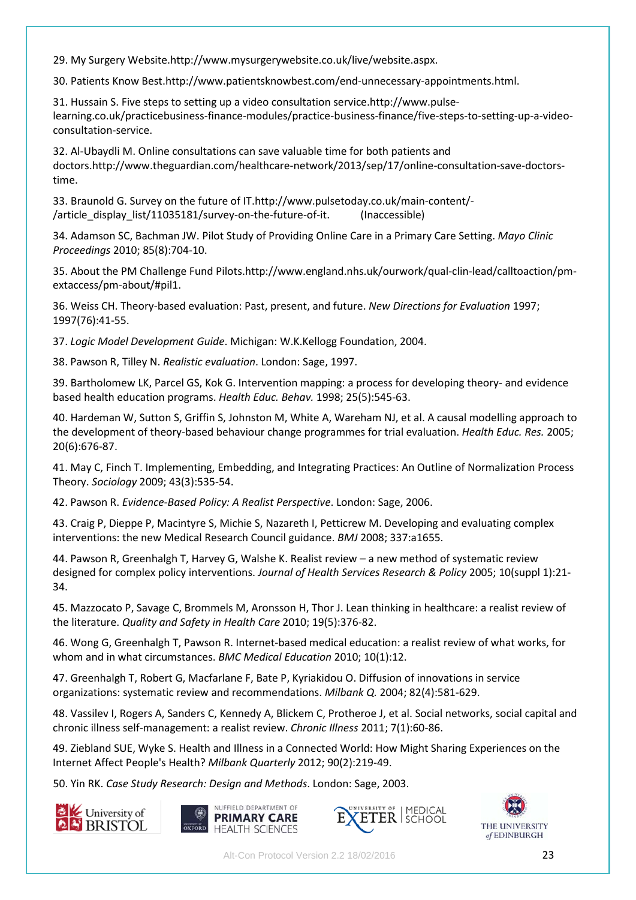29. My Surgery Website.http://www.mysurgerywebsite.co.uk/live/website.aspx.

30. Patients Know Best.http://www.patientsknowbest.com/end-unnecessary-appointments.html.

31. Hussain S. Five steps to setting up a video consultation service.http://www.pulse-learning.co.uk/practicebusiness-finance-modules/practice-business-finance/five-steps-to-setting-up-a-video-consultation-service.

32. Al-Ubaydli M. Online consultations can save valuable time for both patients and doctors.http://www.theguardian.com/healthcare-network/2013/sep/17/online-consultation-save-doctors-time.

33. Braunold G. Survey on the future of IT.http://www.pulsetoday.co.uk/main-content/-/article_display_list/11035181/survey-on-the-future-of-it. (Inaccessible)

34. Adamson SC, Bachman JW. Pilot Study of Providing Online Care in a Primary Care Setting. *Mayo Clinic Proceedings* 2010; 85(8):704-10.

35. About the PM Challenge Fund Pilots.http://www.england.nhs.uk/ourwork/qual-clin-lead/calltoaction/pm-extaccess/pm-about/#pil1.

36. Weiss CH. Theory-based evaluation: Past, present, and future. *New Directions for Evaluation* 1997; 1997(76):41-55.

37. *Logic Model Development Guide*. Michigan: W.K.Kellogg Foundation, 2004.

38. Pawson R, Tilley N. *Realistic evaluation*. London: Sage, 1997.

39. Bartholomew LK, Parcel GS, Kok G. Intervention mapping: a process for developing theory- and evidence based health education programs. *Health Educ. Behav.* 1998; 25(5):545-63.

40. Hardeman W, Sutton S, Griffin S, Johnston M, White A, Wareham NJ, et al. A causal modelling approach to the development of theory-based behaviour change programmes for trial evaluation. *Health Educ. Res.* 2005; 20(6):676-87.

41. May C, Finch T. Implementing, Embedding, and Integrating Practices: An Outline of Normalization Process Theory. *Sociology* 2009; 43(3):535-54.

42. Pawson R. *Evidence-Based Policy: A Realist Perspective*. London: Sage, 2006.

43. Craig P, Dieppe P, Macintyre S, Michie S, Nazareth I, Petticrew M. Developing and evaluating complex interventions: the new Medical Research Council guidance. *BMJ* 2008; 337:a1655.

44. Pawson R, Greenhalgh T, Harvey G, Walshe K. Realist review – a new method of systematic review designed for complex policy interventions. *Journal of Health Services Research & Policy* 2005; 10(suppl 1):21-34.

45. Mazzocato P, Savage C, Brommels M, Aronsson H, Thor J. Lean thinking in healthcare: a realist review of the literature. *Quality and Safety in Health Care* 2010; 19(5):376-82.

46. Wong G, Greenhalgh T, Pawson R. Internet-based medical education: a realist review of what works, for whom and in what circumstances. *BMC Medical Education* 2010; 10(1):12.

47. Greenhalgh T, Robert G, Macfarlane F, Bate P, Kyriakidou O. Diffusion of innovations in service organizations: systematic review and recommendations. *Milbank Q.* 2004; 82(4):581-629.

48. Vassilev I, Rogers A, Sanders C, Kennedy A, Blickem C, Protheroe J, et al. Social networks, social capital and chronic illness self-management: a realist review. *Chronic Illness* 2011; 7(1):60-86.

49. Ziebland SUE, Wyke S. Health and Illness in a Connected World: How Might Sharing Experiences on the Internet Affect People's Health? *Milbank Quarterly* 2012; 90(2):219-49.

50. Yin RK. *Case Study Research: Design and Methods*. London: Sage, 2003.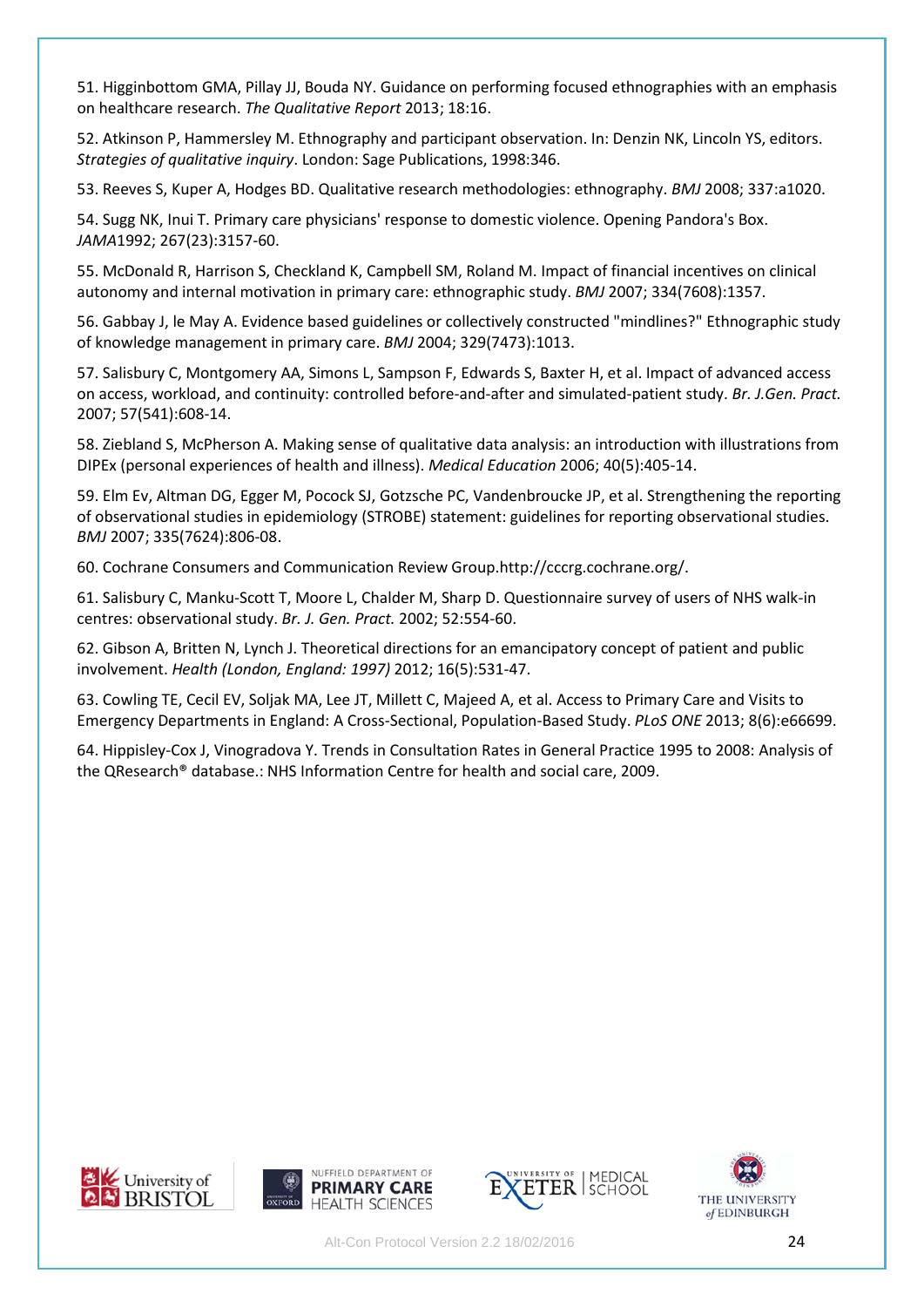51. Higginbottom GMA, Pillay JJ, Bouda NY. Guidance on performing focused ethnographies with an emphasis on healthcare research. *The Qualitative Report* 2013; 18:16.

52. Atkinson P, Hammersley M. Ethnography and participant observation. In: Denzin NK, Lincoln YS, editors. *Strategies of qualitative inquiry*. London: Sage Publications, 1998:346.

53. Reeves S, Kuper A, Hodges BD. Qualitative research methodologies: ethnography. *BMJ* 2008; 337:a1020.

54. Sugg NK, Inui T. Primary care physicians' response to domestic violence. Opening Pandora's Box. *JAMA*1992; 267(23):3157-60.

55. McDonald R, Harrison S, Checkland K, Campbell SM, Roland M. Impact of financial incentives on clinical autonomy and internal motivation in primary care: ethnographic study. *BMJ* 2007; 334(7608):1357.

56. Gabbay J, le May A. Evidence based guidelines or collectively constructed "mindlines?" Ethnographic study of knowledge management in primary care. *BMJ* 2004; 329(7473):1013.

57. Salisbury C, Montgomery AA, Simons L, Sampson F, Edwards S, Baxter H, et al. Impact of advanced access on access, workload, and continuity: controlled before-and-after and simulated-patient study. *Br. J.Gen. Pract.* 2007; 57(541):608-14.

58. Ziebland S, McPherson A. Making sense of qualitative data analysis: an introduction with illustrations from DIPEx (personal experiences of health and illness). *Medical Education* 2006; 40(5):405-14.

59. Elm Ev, Altman DG, Egger M, Pocock SJ, Gotzsche PC, Vandenbroucke JP, et al. Strengthening the reporting of observational studies in epidemiology (STROBE) statement: guidelines for reporting observational studies. *BMJ* 2007; 335(7624):806-08.

60. Cochrane Consumers and Communication Review Group.http://cccrg.cochrane.org/.

61. Salisbury C, Manku-Scott T, Moore L, Chalder M, Sharp D. Questionnaire survey of users of NHS walk-in centres: observational study. *Br. J. Gen. Pract.* 2002; 52:554-60.

62. Gibson A, Britten N, Lynch J. Theoretical directions for an emancipatory concept of patient and public involvement. *Health (London, England: 1997)* 2012; 16(5):531-47.

63. Cowling TE, Cecil EV, Soljak MA, Lee JT, Millett C, Majeed A, et al. Access to Primary Care and Visits to Emergency Departments in England: A Cross-Sectional, Population-Based Study. *PLoS ONE* 2013; 8(6):e66699.

64. Hippisley-Cox J, Vinogradova Y. Trends in Consultation Rates in General Practice 1995 to 2008: Analysis of the QResearch® database.: NHS Information Centre for health and social care, 2009.